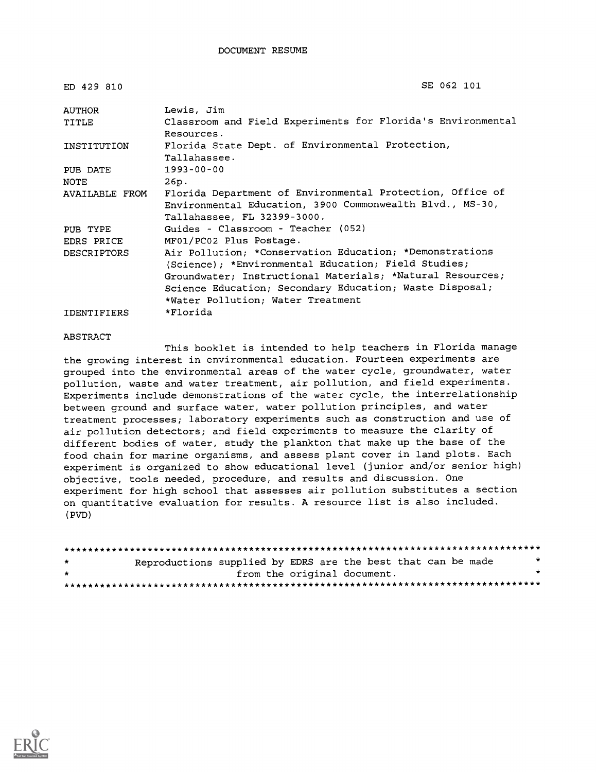# DOCUMENT RESUME

| | |
|---|---|
| ED 429 810 | SE 062 101 |
| AUTHOR | Lewis, Jim |
| TITLE | Classroom and Field Experiments for Florida's Environmental Resources. |
| INSTITUTION | Florida State Dept. of Environmental Protection, Tallahassee. |
| PUB DATE | 1993-00-00 |
| NOTE | 26p. |
| AVAILABLE FROM | Florida Department of Environmental Protection, Office of Environmental Education, 3900 Commonwealth Blvd., MS-30, Tallahassee, FL 32399-3000. |
| PUB TYPE | Guides - Classroom - Teacher (052) |
| EDRS PRICE | MF01/PC02 Plus Postage. |
| DESCRIPTORS | Air Pollution; *Conservation Education; *Demonstrations (Science); *Environmental Education; Field Studies; Groundwater; Instructional Materials; *Natural Resources; Science Education; Secondary Education; Waste Disposal; *Water Pollution; Water Treatment |
| IDENTIFIERS | *Florida |

## ABSTRACT

This booklet is intended to help teachers in Florida manage the growing interest in environmental education. Fourteen experiments are grouped into the environmental areas of the water cycle, groundwater, water pollution, waste and water treatment, air pollution, and field experiments. Experiments include demonstrations of the water cycle, the interrelationship between ground and surface water, water pollution principles, and water treatment processes; laboratory experiments such as construction and use of air pollution detectors; and field experiments to measure the clarity of different bodies of water, study the plankton that make up the base of the food chain for marine organisms, and assess plant cover in land plots. Each experiment is organized to show educational level (junior and/or senior high) objective, tools needed, procedure, and results and discussion. One experiment for high school that assesses air pollution substitutes a section on quantitative evaluation for results. A resource list is also included. (PVD)

********************************************************************************
* Reproductions supplied by EDRS are the best that can be made *
* from the original document. *
********************************************************************************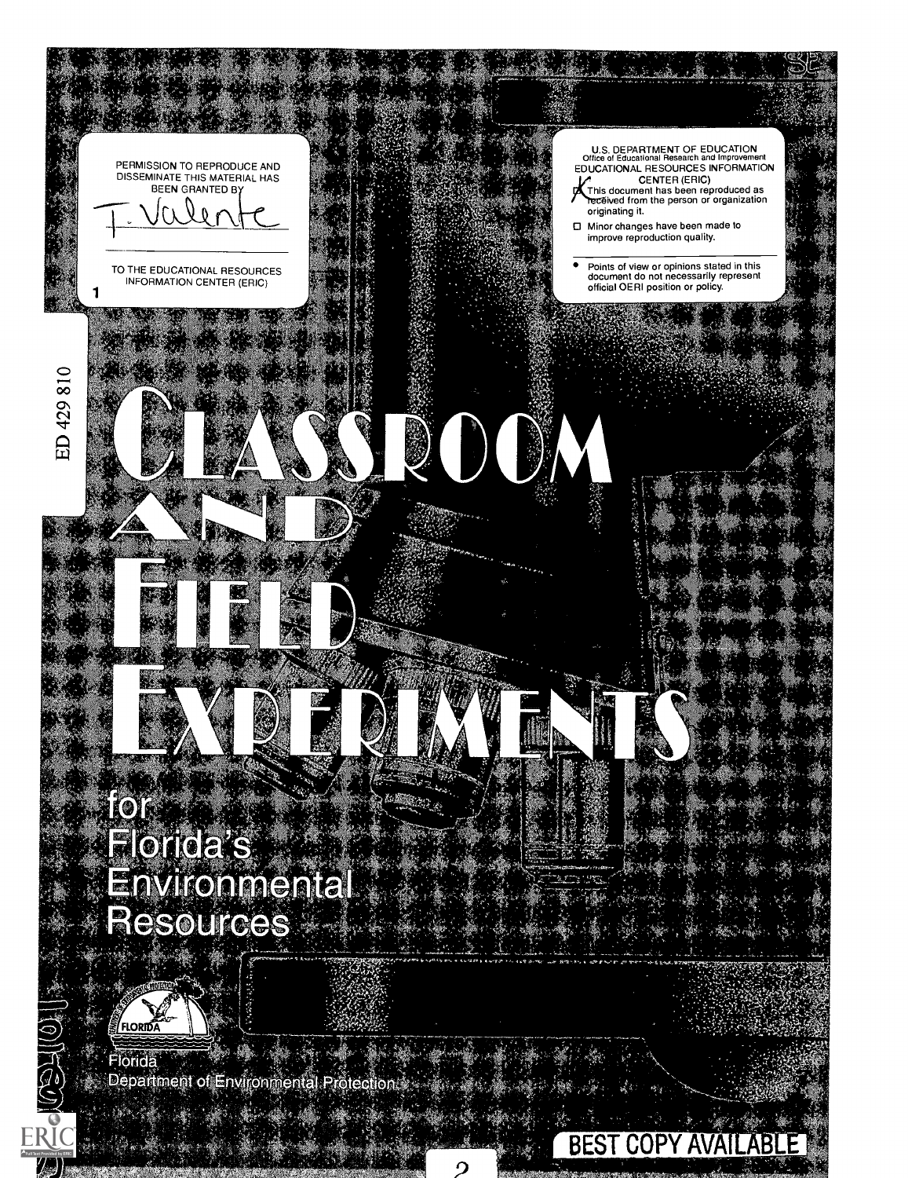PERMISSION TO REPRODUCE AND DISSEMINATE THIS MATERIAL HAS BEEN GRANTED BY

T. Valente

TO THE EDUCATIONAL RESOURCES INFORMATION CENTER (ERIC)

U.S. DEPARTMENT OF EDUCATION
Office of Educational Research and Improvement
EDUCATIONAL RESOURCES INFORMATION CENTER (ERIC)

- [X] This document has been reproduced as received from the person or organization originating it.
- [ ] Minor changes have been made to improve reproduction quality.

- Points of view or opinions stated in this document do not necessarily represent official OERI position or policy.

ED 429 810

# Classroom and Field Experiments

## for Florida's Environmental Resources

Florida Department of Environmental Protection

BEST COPY AVAILABLE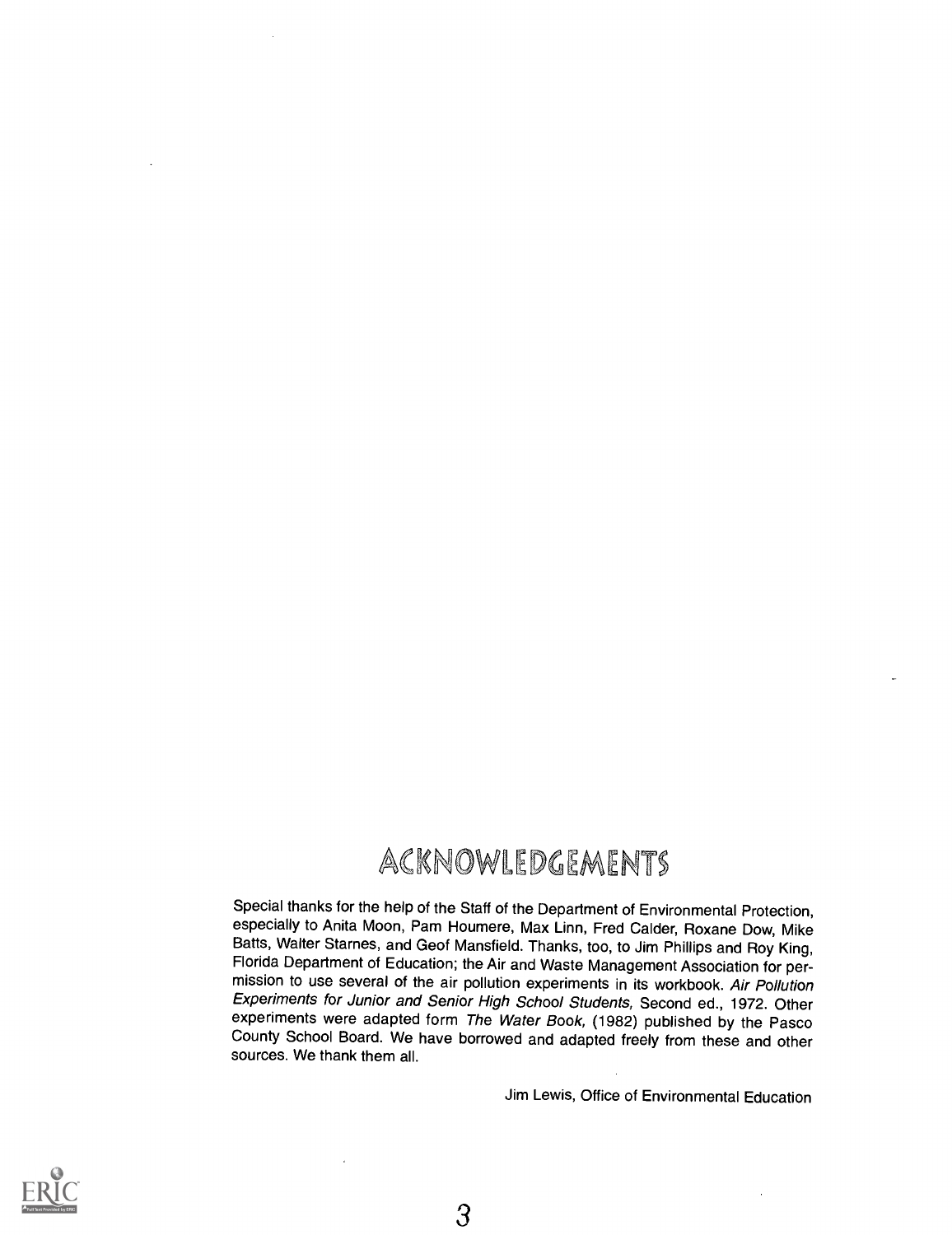# ACKNOWLEDGEMENTS

Special thanks for the help of the Staff of the Department of Environmental Protection, especially to Anita Moon, Pam Houmere, Max Linn, Fred Calder, Roxane Dow, Mike Batts, Walter Starnes, and Geof Mansfield. Thanks, too, to Jim Phillips and Roy King, Florida Department of Education; the Air and Waste Management Association for permission to use several of the air pollution experiments in its workbook. *Air Pollution Experiments for Junior and Senior High School Students,* Second ed., 1972. Other experiments were adapted form *The Water Book,* (1982) published by the Pasco County School Board. We have borrowed and adapted freely from these and other sources. We thank them all.

Jim Lewis, Office of Environmental Education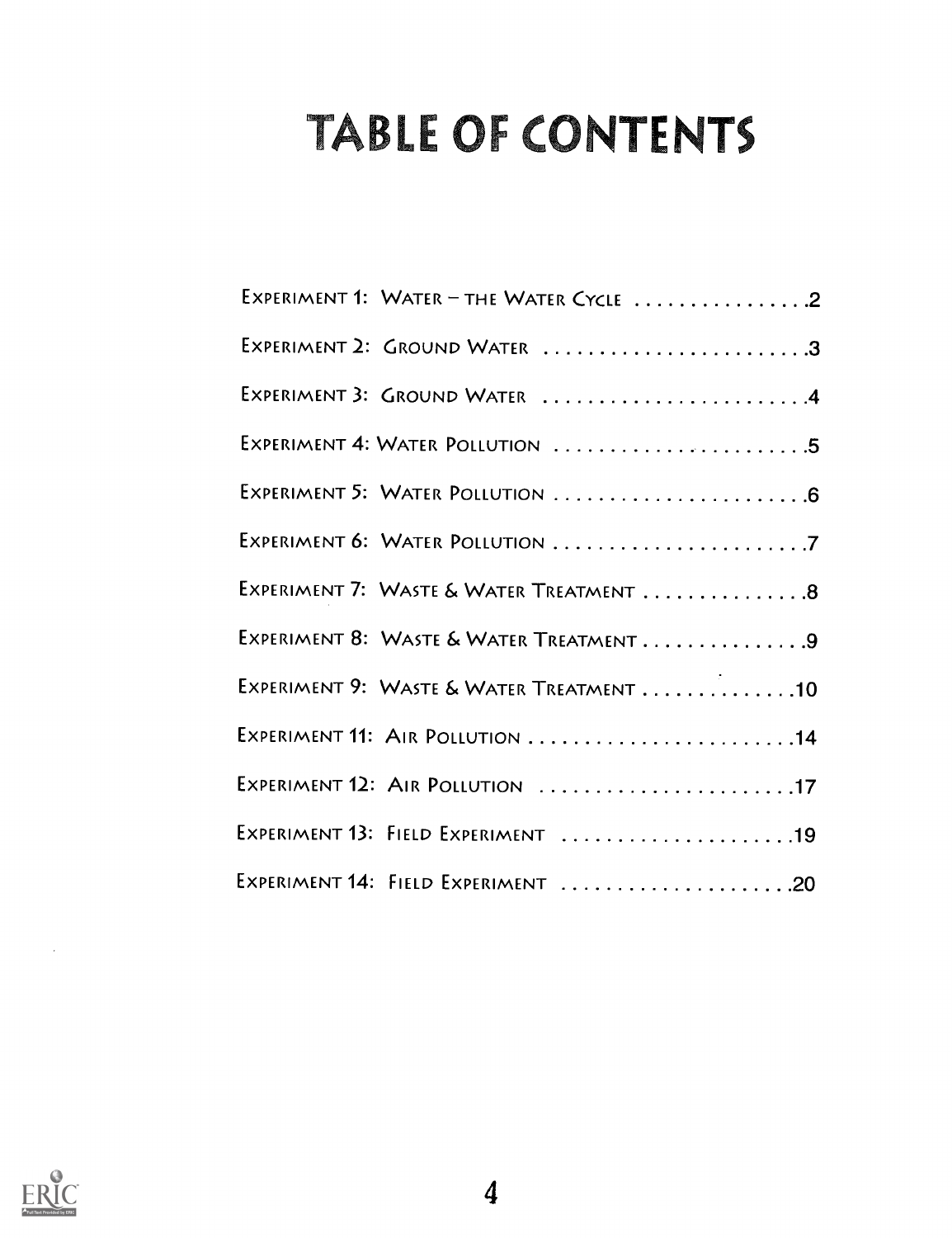# TABLE OF CONTENTS

EXPERIMENT 1: WATER – THE WATER CYCLE ................ 2

EXPERIMENT 2: GROUND WATER ........................ 3

EXPERIMENT 3: GROUND WATER ........................ 4

EXPERIMENT 4: WATER POLLUTION ........................ 5

EXPERIMENT 5: WATER POLLUTION ........................ 6

EXPERIMENT 6: WATER POLLUTION ........................ 7

EXPERIMENT 7: WASTE & WATER TREATMENT ............... 8

EXPERIMENT 8: WASTE & WATER TREATMENT ............... 9

EXPERIMENT 9: WASTE & WATER TREATMENT .............. 10

EXPERIMENT 11: AIR POLLUTION ........................ 14

EXPERIMENT 12: AIR POLLUTION ........................ 17

EXPERIMENT 13: FIELD EXPERIMENT ..................... 19

EXPERIMENT 14: FIELD EXPERIMENT ..................... 20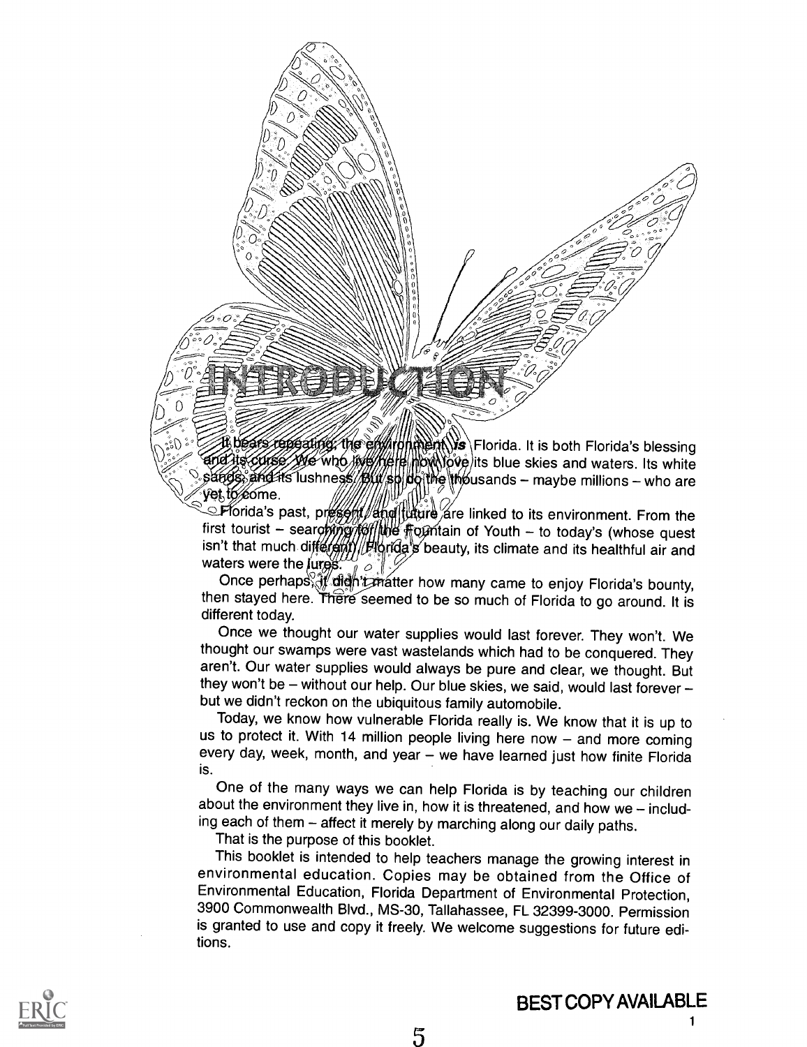# INTRODUCTION

It bears repeating: the environment *is* Florida. It is both Florida's blessing and its curse. We who live here now love its blue skies and waters. Its white sands, and its lushness. But so do the thousands – maybe millions – who are yet to come.

Florida's past, present, and future are linked to its environment. From the first tourist – searching for the Fountain of Youth – to today's (whose quest isn't that much different), Florida's beauty, its climate and its healthful air and waters were the lures.

Once perhaps, it didn't matter how many came to enjoy Florida's bounty, then stayed here. There seemed to be so much of Florida to go around. It is different today.

Once we thought our water supplies would last forever. They won't. We thought our swamps were vast wastelands which had to be conquered. They aren't. Our water supplies would always be pure and clear, we thought. But they won't be – without our help. Our blue skies, we said, would last forever – but we didn't reckon on the ubiquitous family automobile.

Today, we know how vulnerable Florida really is. We know that it is up to us to protect it. With 14 million people living here now – and more coming every day, week, month, and year – we have learned just how finite Florida is.

One of the many ways we can help Florida is by teaching our children about the environment they live in, how it is threatened, and how we – including each of them – affect it merely by marching along our daily paths.

That is the purpose of this booklet.

This booklet is intended to help teachers manage the growing interest in environmental education. Copies may be obtained from the Office of Environmental Education, Florida Department of Environmental Protection, 3900 Commonwealth Blvd., MS-30, Tallahassee, FL 32399-3000. Permission is granted to use and copy it freely. We welcome suggestions for future editions.

BEST COPY AVAILABLE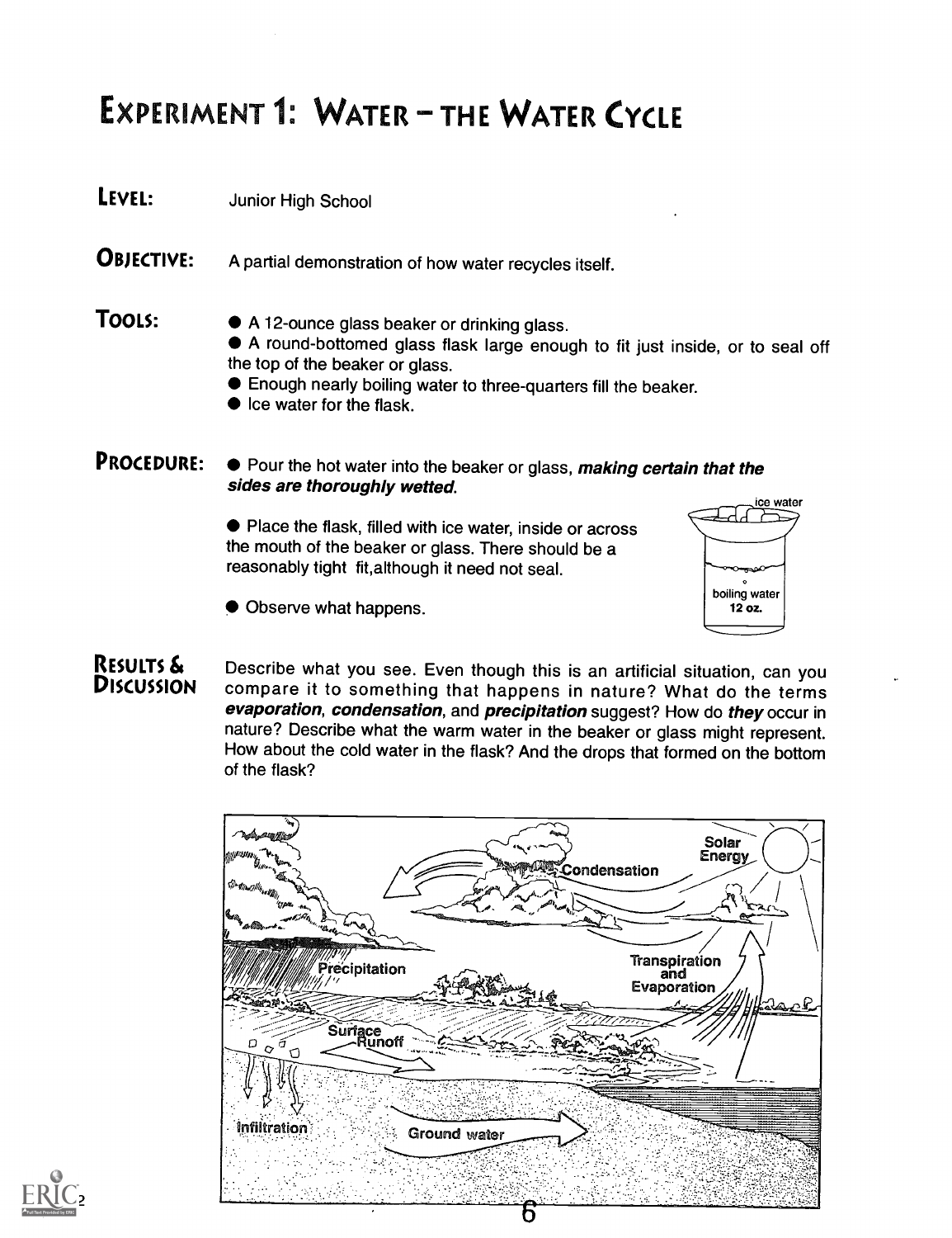# Experiment 1: Water – the Water Cycle

**Level:** Junior High School

**Objective:** A partial demonstration of how water recycles itself.

**Tools:**

- A 12-ounce glass beaker or drinking glass.
- A round-bottomed glass flask large enough to fit just inside, or to seal off the top of the beaker or glass.
- Enough nearly boiling water to three-quarters fill the beaker.
- Ice water for the flask.

**Procedure:**

- Pour the hot water into the beaker or glass, ***making certain that the sides are thoroughly wetted.***
- Place the flask, filled with ice water, inside or across the mouth of the beaker or glass. There should be a reasonably tight fit,although it need not seal.
- Observe what happens.

**Results & Discussion**

Describe what you see. Even though this is an artificial situation, can you compare it to something that happens in nature? What do the terms ***evaporation***, ***condensation***, and ***precipitation*** suggest? How do ***they*** occur in nature? Describe what the warm water in the beaker or glass might represent. How about the cold water in the flask? And the drops that formed on the bottom of the flask?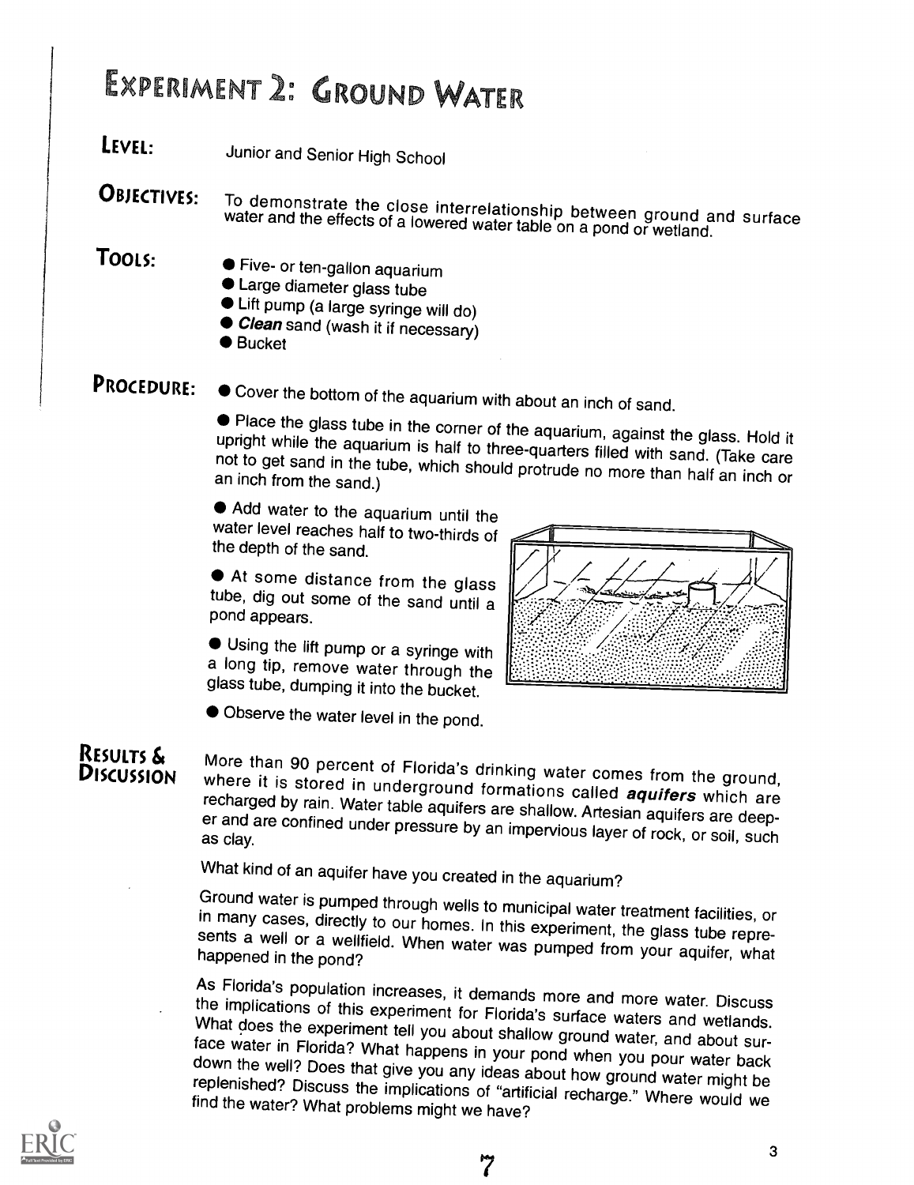# Experiment 2: Ground Water

**Level:** Junior and Senior High School

**Objectives:** To demonstrate the close interrelationship between ground and surface water and the effects of a lowered water table on a pond or wetland.

**Tools:**

- Five- or ten-gallon aquarium
- Large diameter glass tube
- Lift pump (a large syringe will do)
- ***Clean*** sand (wash it if necessary)
- Bucket

**Procedure:**

- Cover the bottom of the aquarium with about an inch of sand.
- Place the glass tube in the corner of the aquarium, against the glass. Hold it upright while the aquarium is half to three-quarters filled with sand. (Take care not to get sand in the tube, which should protrude no more than half an inch or an inch from the sand.)
- Add water to the aquarium until the water level reaches half to two-thirds of the depth of the sand.
- At some distance from the glass tube, dig out some of the sand until a pond appears.
- Using the lift pump or a syringe with a long tip, remove water through the glass tube, dumping it into the bucket.
- Observe the water level in the pond.

## Results & Discussion

More than 90 percent of Florida's drinking water comes from the ground, where it is stored in underground formations called ***aquifers*** which are recharged by rain. Water table aquifers are shallow. Artesian aquifers are deeper and are confined under pressure by an impervious layer of rock, or soil, such as clay.

What kind of an aquifer have you created in the aquarium?

Ground water is pumped through wells to municipal water treatment facilities, or in many cases, directly to our homes. In this experiment, the glass tube represents a well or a wellfield. When water was pumped from your aquifer, what happened in the pond?

As Florida's population increases, it demands more and more water. Discuss the implications of this experiment for Florida's surface waters and wetlands. What does the experiment tell you about shallow ground water, and about surface water in Florida? What happens in your pond when you pour water back down the well? Does that give you any ideas about how ground water might be replenished? Discuss the implications of "artificial recharge." Where would we find the water? What problems might we have?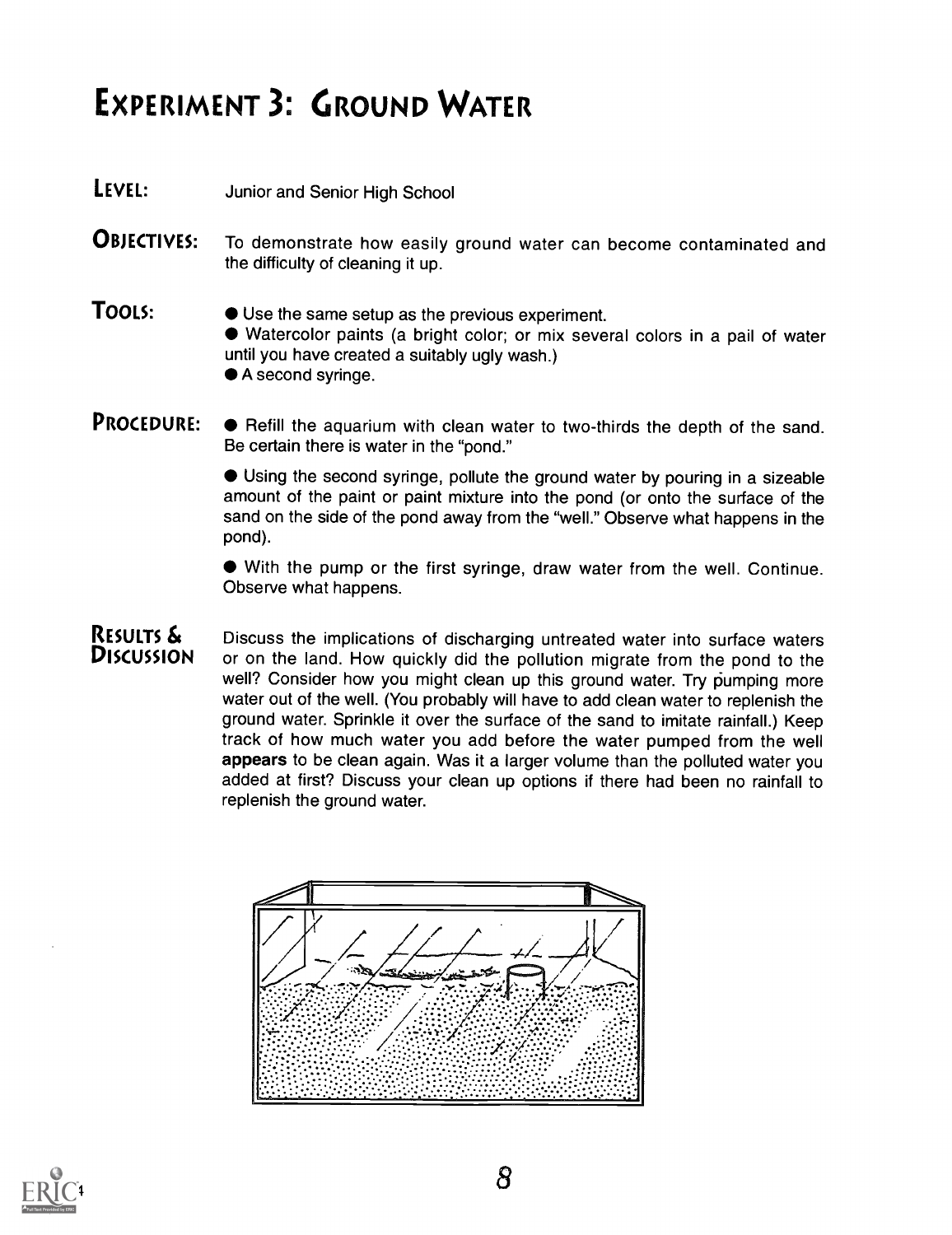# Experiment 3: Ground Water

**Level:** Junior and Senior High School

**Objectives:** To demonstrate how easily ground water can become contaminated and the difficulty of cleaning it up.

**Tools:**

- Use the same setup as the previous experiment.
- Watercolor paints (a bright color; or mix several colors in a pail of water until you have created a suitably ugly wash.)
- A second syringe.

**Procedure:**

- Refill the aquarium with clean water to two-thirds the depth of the sand. Be certain there is water in the "pond."
- Using the second syringe, pollute the ground water by pouring in a sizeable amount of the paint or paint mixture into the pond (or onto the surface of the sand on the side of the pond away from the "well." Observe what happens in the pond).
- With the pump or the first syringe, draw water from the well. Continue. Observe what happens.

**Results & Discussion**

Discuss the implications of discharging untreated water into surface waters or on the land. How quickly did the pollution migrate from the pond to the well? Consider how you might clean up this ground water. Try pumping more water out of the well. (You probably will have to add clean water to replenish the ground water. Sprinkle it over the surface of the sand to imitate rainfall.) Keep track of how much water you add before the water pumped from the well **appears** to be clean again. Was it a larger volume than the polluted water you added at first? Discuss your clean up options if there had been no rainfall to replenish the ground water.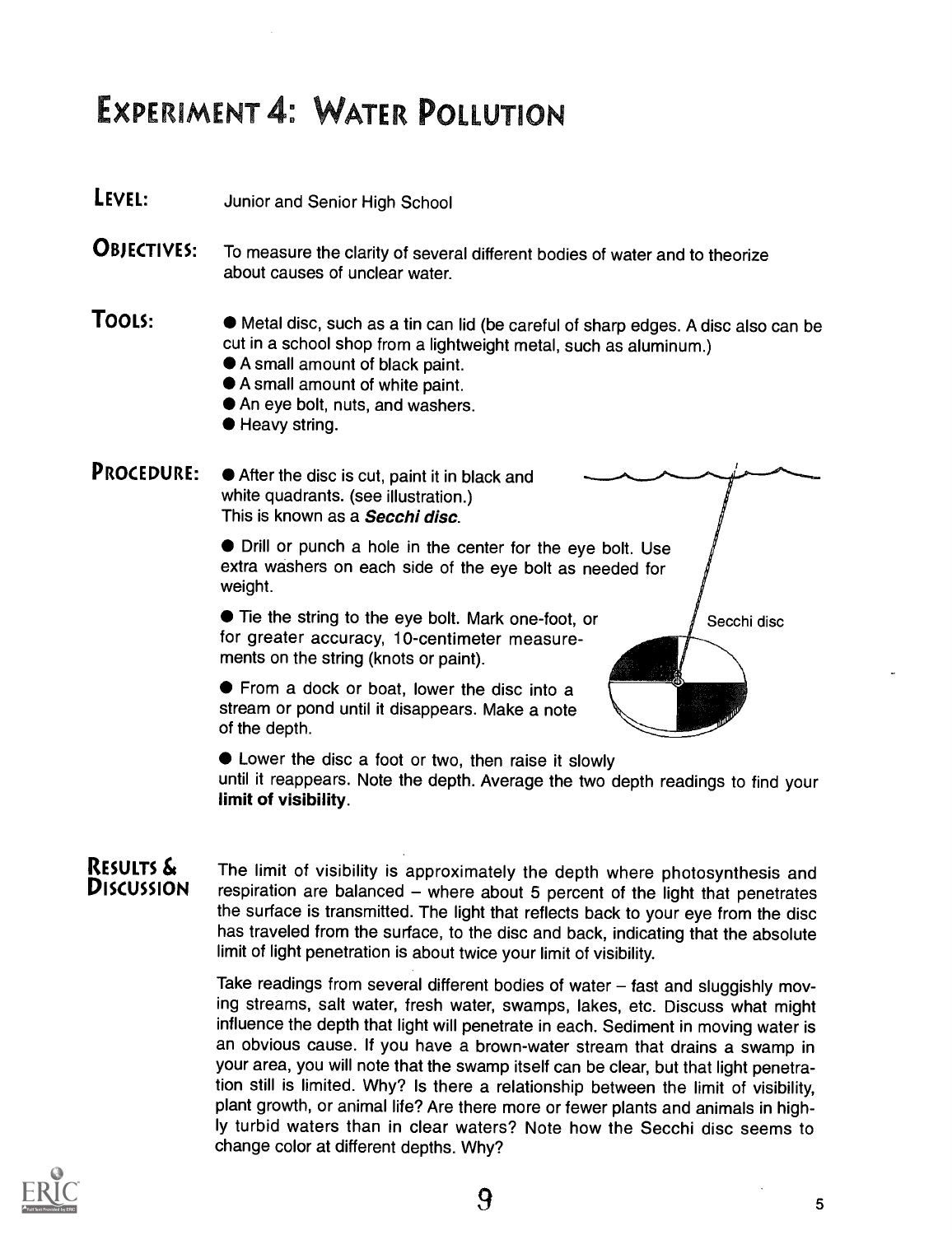# Experiment 4: Water Pollution

**Level:** Junior and Senior High School

**Objectives:** To measure the clarity of several different bodies of water and to theorize about causes of unclear water.

**Tools:**

- Metal disc, such as a tin can lid (be careful of sharp edges. A disc also can be cut in a school shop from a lightweight metal, such as aluminum.)
- A small amount of black paint.
- A small amount of white paint.
- An eye bolt, nuts, and washers.
- Heavy string.

**Procedure:**

- After the disc is cut, paint it in black and white quadrants. (see illustration.) This is known as a ***Secchi disc***.
- Drill or punch a hole in the center for the eye bolt. Use extra washers on each side of the eye bolt as needed for weight.
- Tie the string to the eye bolt. Mark one-foot, or for greater accuracy, 10-centimeter measurements on the string (knots or paint).
- From a dock or boat, lower the disc into a stream or pond until it disappears. Make a note of the depth.
- Lower the disc a foot or two, then raise it slowly until it reappears. Note the depth. Average the two depth readings to find your **limit of visibility**.

Secchi disc

**Results & Discussion**

The limit of visibility is approximately the depth where photosynthesis and respiration are balanced – where about 5 percent of the light that penetrates the surface is transmitted. The light that reflects back to your eye from the disc has traveled from the surface, to the disc and back, indicating that the absolute limit of light penetration is about twice your limit of visibility.

Take readings from several different bodies of water – fast and sluggishly moving streams, salt water, fresh water, swamps, lakes, etc. Discuss what might influence the depth that light will penetrate in each. Sediment in moving water is an obvious cause. If you have a brown-water stream that drains a swamp in your area, you will note that the swamp itself can be clear, but that light penetration still is limited. Why? Is there a relationship between the limit of visibility, plant growth, or animal life? Are there more or fewer plants and animals in highly turbid waters than in clear waters? Note how the Secchi disc seems to change color at different depths. Why?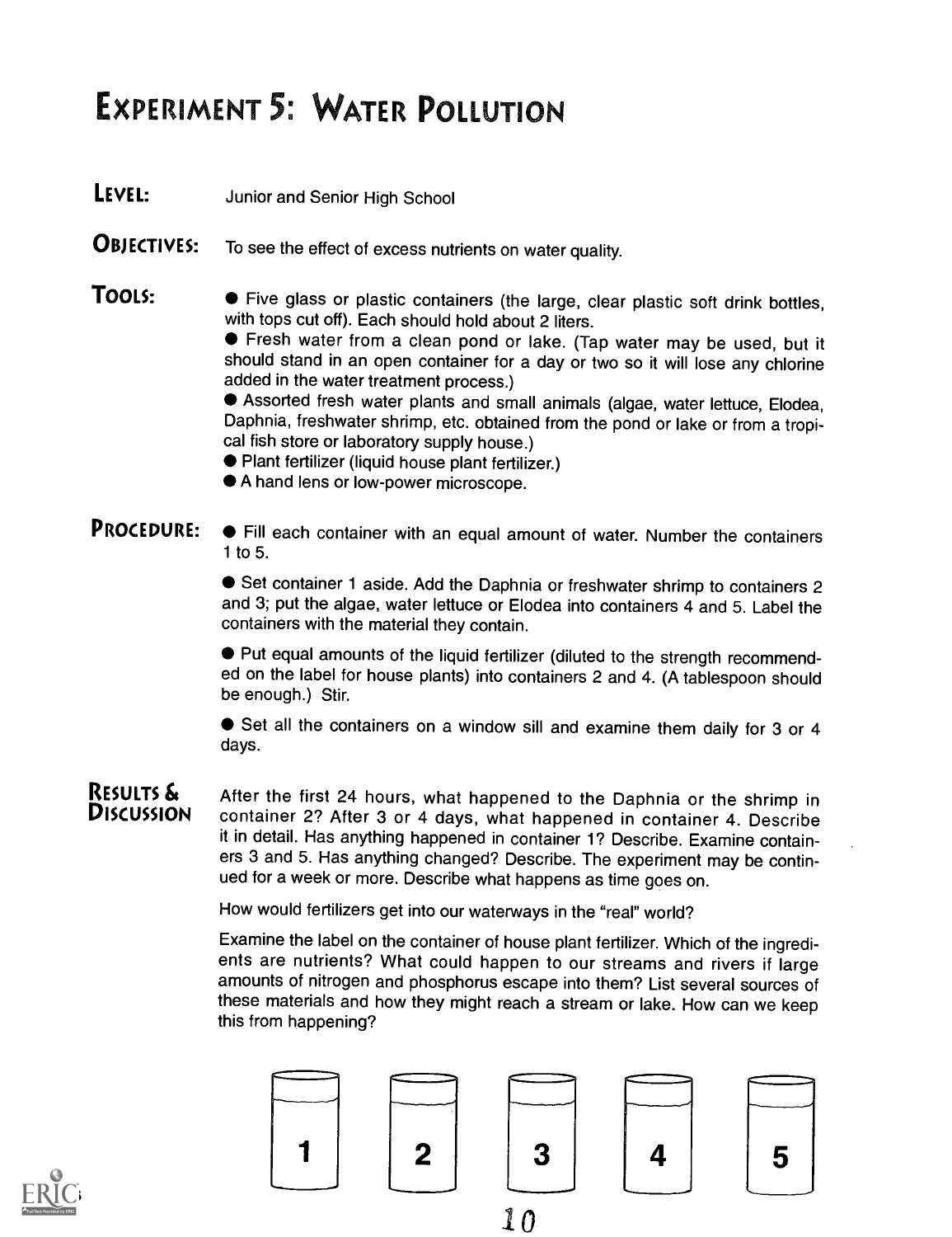# Experiment 5: Water Pollution

**Level:** Junior and Senior High School

**Objectives:** To see the effect of excess nutrients on water quality.

**Tools:**

- Five glass or plastic containers (the large, clear plastic soft drink bottles, with tops cut off). Each should hold about 2 liters.
- Fresh water from a clean pond or lake. (Tap water may be used, but it should stand in an open container for a day or two so it will lose any chlorine added in the water treatment process.)
- Assorted fresh water plants and small animals (algae, water lettuce, Elodea, Daphnia, freshwater shrimp, etc. obtained from the pond or lake or from a tropical fish store or laboratory supply house.)
- Plant fertilizer (liquid house plant fertilizer.)
- A hand lens or low-power microscope.

**Procedure:**

- Fill each container with an equal amount of water. Number the containers 1 to 5.
- Set container 1 aside. Add the Daphnia or freshwater shrimp to containers 2 and 3; put the algae, water lettuce or Elodea into containers 4 and 5. Label the containers with the material they contain.
- Put equal amounts of the liquid fertilizer (diluted to the strength recommended on the label for house plants) into containers 2 and 4. (A tablespoon should be enough.) Stir.
- Set all the containers on a window sill and examine them daily for 3 or 4 days.

**Results & Discussion**

After the first 24 hours, what happened to the Daphnia or the shrimp in container 2? After 3 or 4 days, what happened in container 4. Describe it in detail. Has anything happened in container 1? Describe. Examine containers 3 and 5. Has anything changed? Describe. The experiment may be continued for a week or more. Describe what happens as time goes on.

How would fertilizers get into our waterways in the "real" world?

Examine the label on the container of house plant fertilizer. Which of the ingredients are nutrients? What could happen to our streams and rivers if large amounts of nitrogen and phosphorus escape into them? List several sources of these materials and how they might reach a stream or lake. How can we keep this from happening?

1 2 3 4 5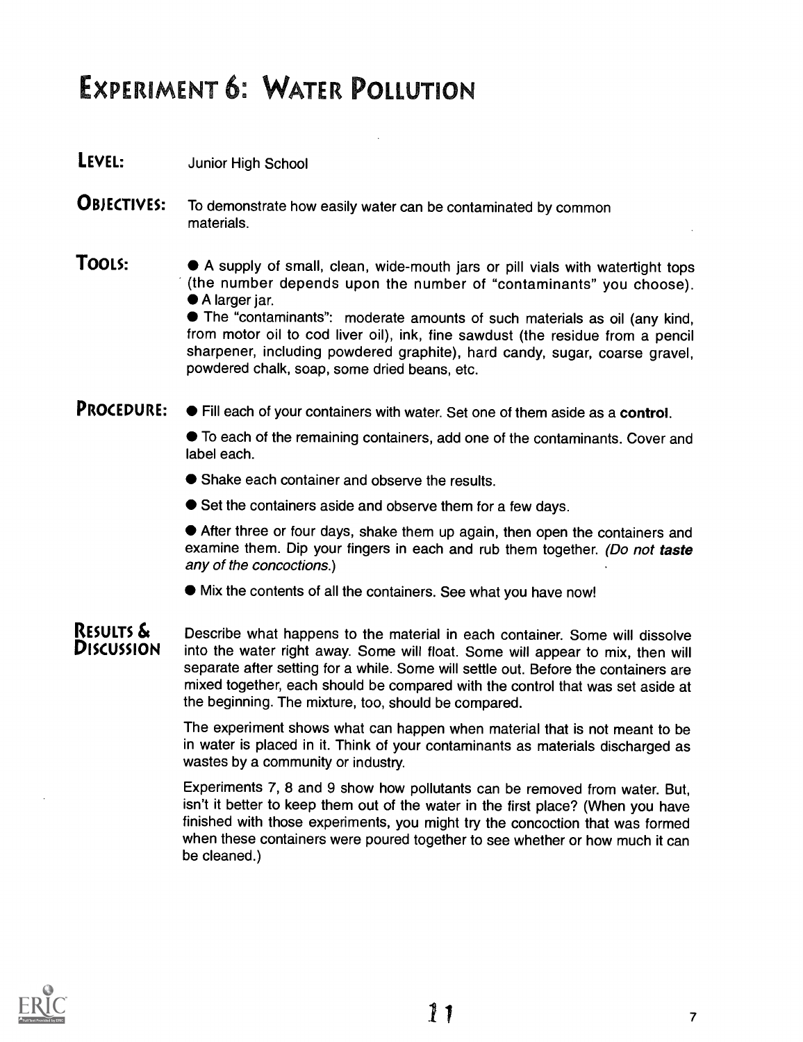# EXPERIMENT 6: WATER POLLUTION

**LEVEL:** Junior High School

**OBJECTIVES:** To demonstrate how easily water can be contaminated by common materials.

**TOOLS:**

- A supply of small, clean, wide-mouth jars or pill vials with watertight tops (the number depends upon the number of "contaminants" you choose).
- A larger jar.
- The "contaminants": moderate amounts of such materials as oil (any kind, from motor oil to cod liver oil), ink, fine sawdust (the residue from a pencil sharpener, including powdered graphite), hard candy, sugar, coarse gravel, powdered chalk, soap, some dried beans, etc.

**PROCEDURE:**

- Fill each of your containers with water. Set one of them aside as a **control**.
- To each of the remaining containers, add one of the contaminants. Cover and label each.
- Shake each container and observe the results.
- Set the containers aside and observe them for a few days.
- After three or four days, shake them up again, then open the containers and examine them. Dip your fingers in each and rub them together. *(Do not **taste** any of the concoctions.)*
- Mix the contents of all the containers. See what you have now!

**RESULTS & DISCUSSION**

Describe what happens to the material in each container. Some will dissolve into the water right away. Some will float. Some will appear to mix, then will separate after setting for a while. Some will settle out. Before the containers are mixed together, each should be compared with the control that was set aside at the beginning. The mixture, too, should be compared.

The experiment shows what can happen when material that is not meant to be in water is placed in it. Think of your contaminants as materials discharged as wastes by a community or industry.

Experiments 7, 8 and 9 show how pollutants can be removed from water. But, isn't it better to keep them out of the water in the first place? (When you have finished with those experiments, you might try the concoction that was formed when these containers were poured together to see whether or how much it can be cleaned.)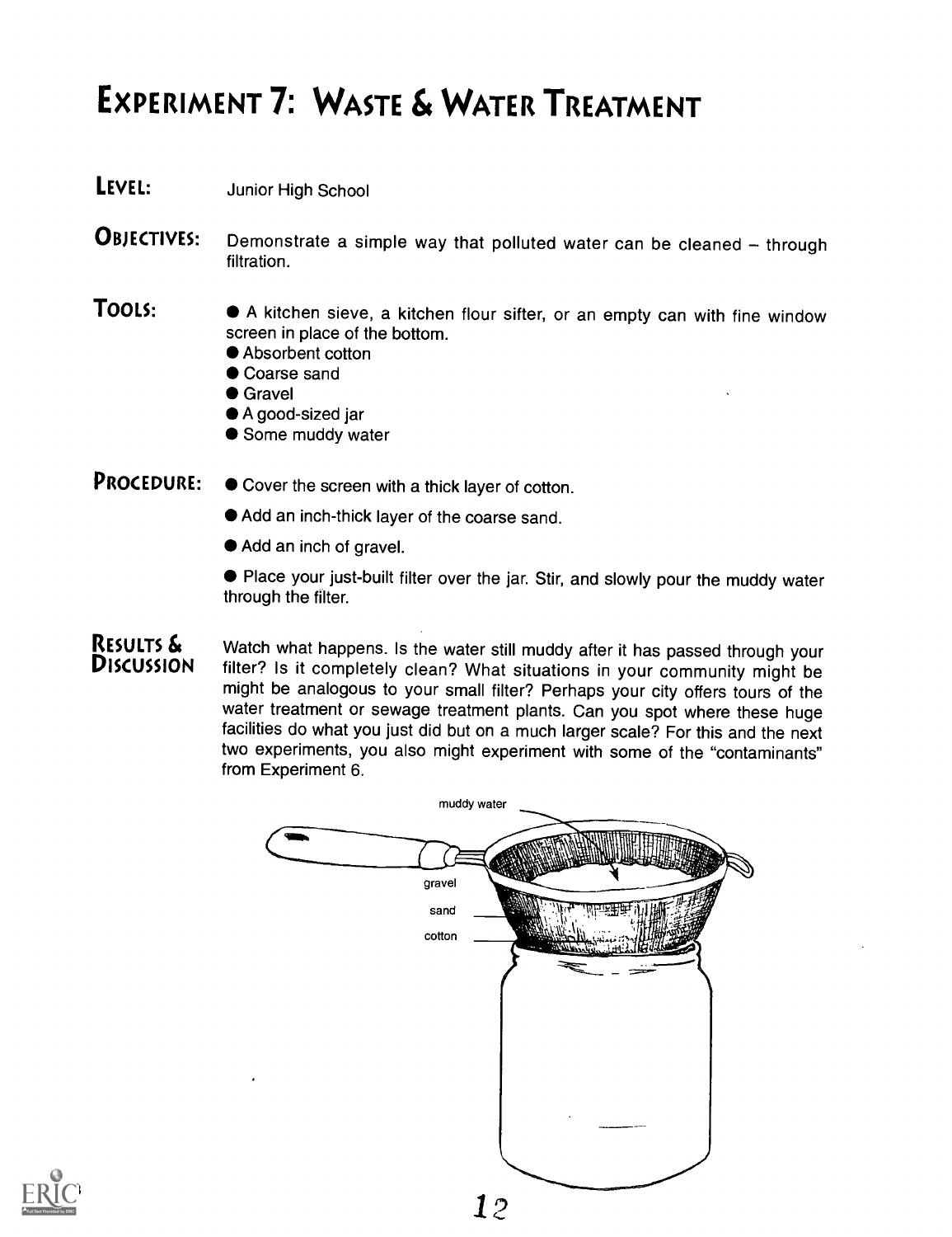# Experiment 7: Waste & Water Treatment

**Level:** Junior High School

**Objectives:** Demonstrate a simple way that polluted water can be cleaned – through filtration.

**Tools:**

- A kitchen sieve, a kitchen flour sifter, or an empty can with fine window screen in place of the bottom.
- Absorbent cotton
- Coarse sand
- Gravel
- A good-sized jar
- Some muddy water

**Procedure:**

- Cover the screen with a thick layer of cotton.
- Add an inch-thick layer of the coarse sand.
- Add an inch of gravel.
- Place your just-built filter over the jar. Stir, and slowly pour the muddy water through the filter.

**Results & Discussion**

Watch what happens. Is the water still muddy after it has passed through your filter? Is it completely clean? What situations in your community might be might be analogous to your small filter? Perhaps your city offers tours of the water treatment or sewage treatment plants. Can you spot where these huge facilities do what you just did but on a much larger scale? For this and the next two experiments, you also might experiment with some of the "contaminants" from Experiment 6.

muddy water

gravel

sand

cotton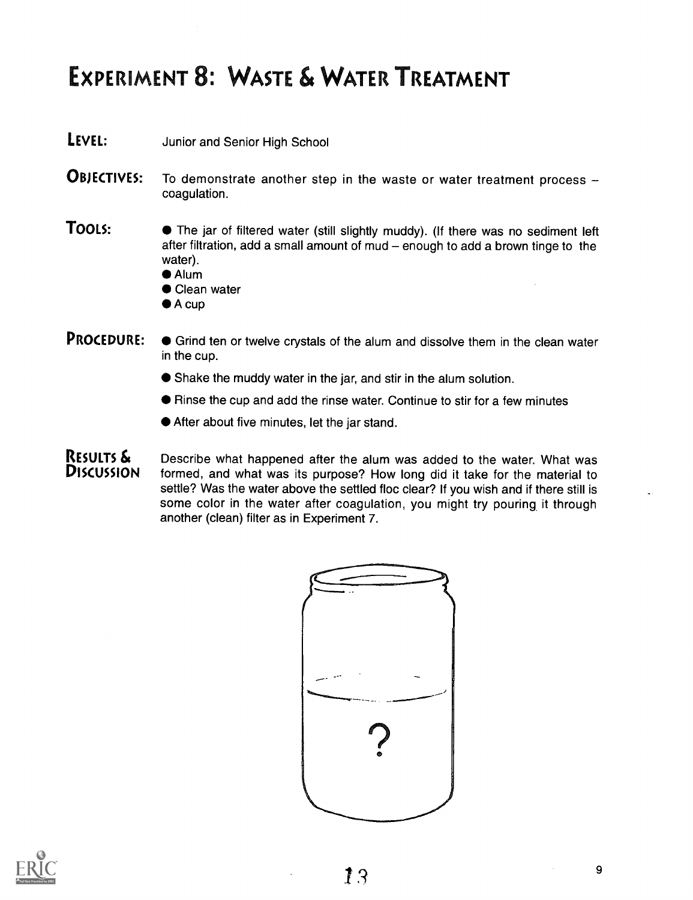# Experiment 8: Waste & Water Treatment

**Level:** Junior and Senior High School

**Objectives:** To demonstrate another step in the waste or water treatment process – coagulation.

**Tools:**
- The jar of filtered water (still slightly muddy). (If there was no sediment left after filtration, add a small amount of mud – enough to add a brown tinge to the water).
- Alum
- Clean water
- A cup

**Procedure:**
- Grind ten or twelve crystals of the alum and dissolve them in the clean water in the cup.
- Shake the muddy water in the jar, and stir in the alum solution.
- Rinse the cup and add the rinse water. Continue to stir for a few minutes
- After about five minutes, let the jar stand.

**Results & Discussion** Describe what happened after the alum was added to the water. What was formed, and what was its purpose? How long did it take for the material to settle? Was the water above the settled floc clear? If you wish and if there still is some color in the water after coagulation, you might try pouring it through another (clean) filter as in Experiment 7.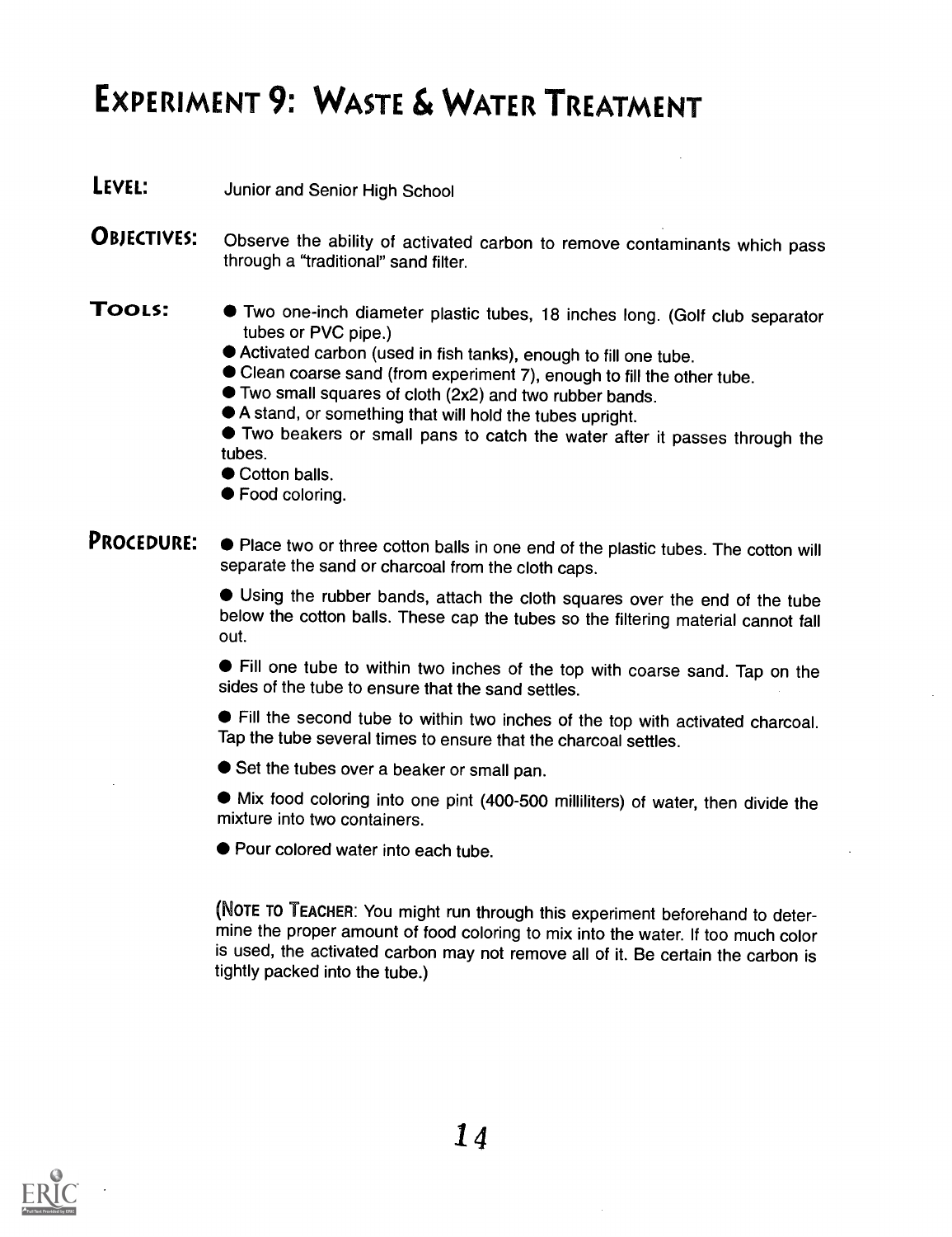# Experiment 9: Waste & Water Treatment

**Level:** Junior and Senior High School

**Objectives:** Observe the ability of activated carbon to remove contaminants which pass through a "traditional" sand filter.

**Tools:**

- Two one-inch diameter plastic tubes, 18 inches long. (Golf club separator tubes or PVC pipe.)
- Activated carbon (used in fish tanks), enough to fill one tube.
- Clean coarse sand (from experiment 7), enough to fill the other tube.
- Two small squares of cloth (2x2) and two rubber bands.
- A stand, or something that will hold the tubes upright.
- Two beakers or small pans to catch the water after it passes through the tubes.
- Cotton balls.
- Food coloring.

**Procedure:**

- Place two or three cotton balls in one end of the plastic tubes. The cotton will separate the sand or charcoal from the cloth caps.
- Using the rubber bands, attach the cloth squares over the end of the tube below the cotton balls. These cap the tubes so the filtering material cannot fall out.
- Fill one tube to within two inches of the top with coarse sand. Tap on the sides of the tube to ensure that the sand settles.
- Fill the second tube to within two inches of the top with activated charcoal. Tap the tube several times to ensure that the charcoal settles.
- Set the tubes over a beaker or small pan.
- Mix food coloring into one pint (400-500 milliliters) of water, then divide the mixture into two containers.
- Pour colored water into each tube.

(Note to Teacher: You might run through this experiment beforehand to determine the proper amount of food coloring to mix into the water. If too much color is used, the activated carbon may not remove all of it. Be certain the carbon is tightly packed into the tube.)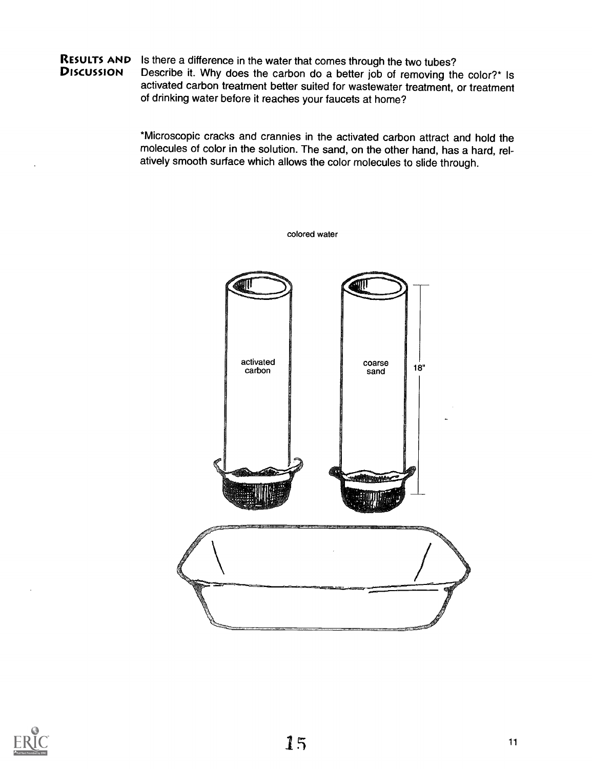**RESULTS AND DISCUSSION**

Is there a difference in the water that comes through the two tubes? Describe it. Why does the carbon do a better job of removing the color?* Is activated carbon treatment better suited for wastewater treatment, or treatment of drinking water before it reaches your faucets at home?

*Microscopic cracks and crannies in the activated carbon attract and hold the molecules of color in the solution. The sand, on the other hand, has a hard, relatively smooth surface which allows the color molecules to slide through.

colored water

activated carbon

coarse sand

18"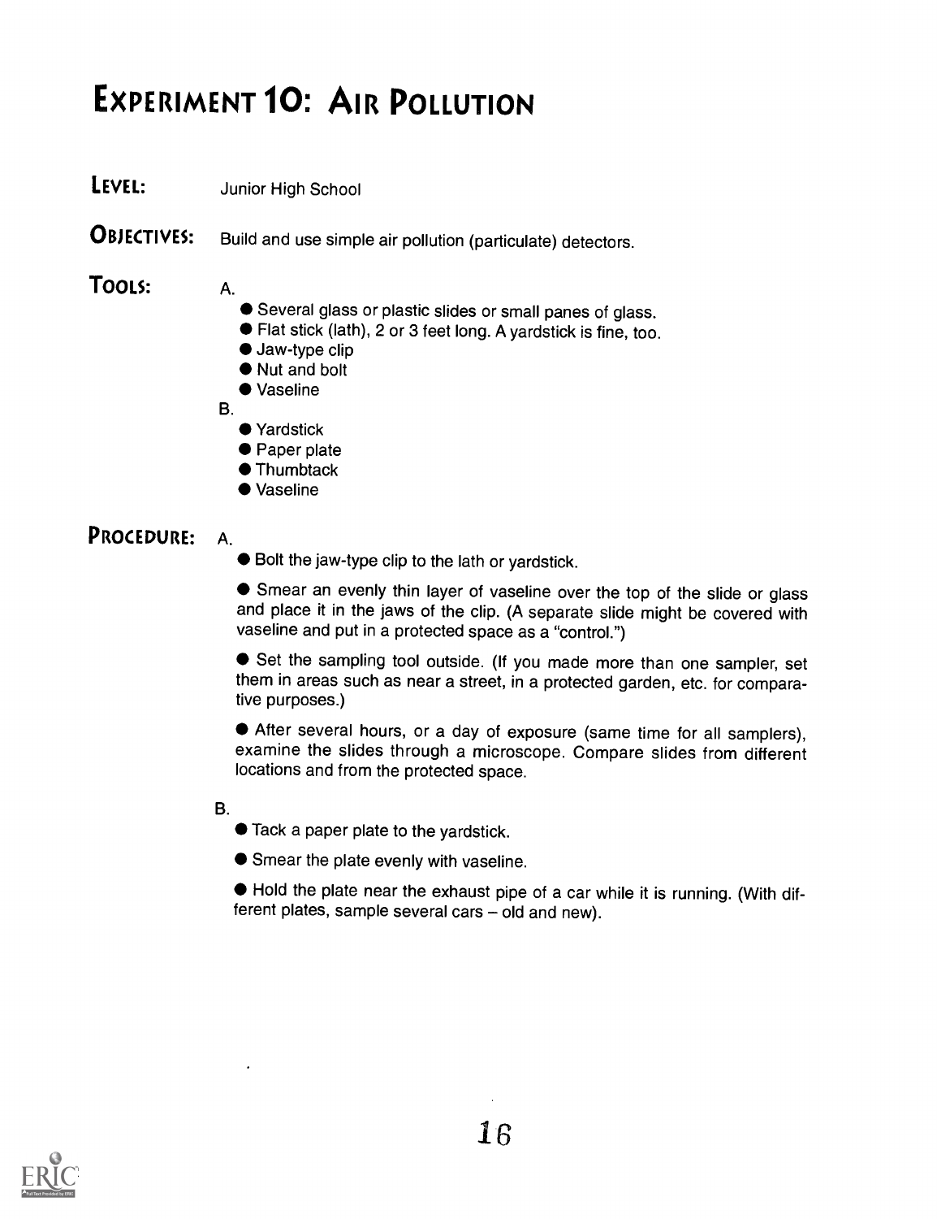# EXPERIMENT 10: AIR POLLUTION

**LEVEL:** Junior High School

**OBJECTIVES:** Build and use simple air pollution (particulate) detectors.

**TOOLS:**

A.

- Several glass or plastic slides or small panes of glass.
- Flat stick (lath), 2 or 3 feet long. A yardstick is fine, too.
- Jaw-type clip
- Nut and bolt
- Vaseline

B.

- Yardstick
- Paper plate
- Thumbtack
- Vaseline

**PROCEDURE:**

A.

- Bolt the jaw-type clip to the lath or yardstick.
- Smear an evenly thin layer of vaseline over the top of the slide or glass and place it in the jaws of the clip. (A separate slide might be covered with vaseline and put in a protected space as a "control.")
- Set the sampling tool outside. (If you made more than one sampler, set them in areas such as near a street, in a protected garden, etc. for comparative purposes.)
- After several hours, or a day of exposure (same time for all samplers), examine the slides through a microscope. Compare slides from different locations and from the protected space.

B.

- Tack a paper plate to the yardstick.
- Smear the plate evenly with vaseline.
- Hold the plate near the exhaust pipe of a car while it is running. (With different plates, sample several cars – old and new).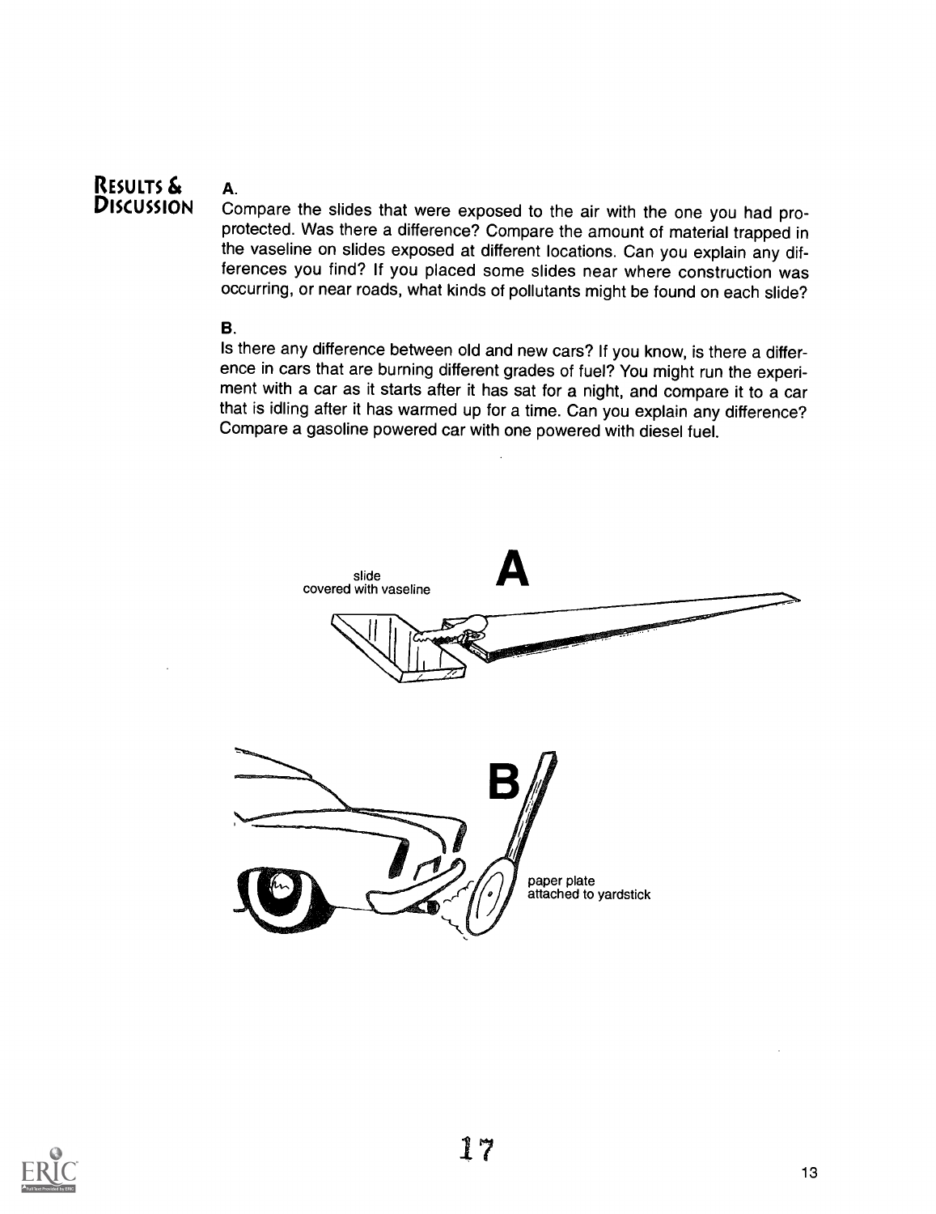## Results & Discussion

**A.**

Compare the slides that were exposed to the air with the one you had protected. Was there a difference? Compare the amount of material trapped in the vaseline on slides exposed at different locations. Can you explain any differences you find? If you placed some slides near where construction was occurring, or near roads, what kinds of pollutants might be found on each slide?

**B.**

Is there any difference between old and new cars? If you know, is there a difference in cars that are burning different grades of fuel? You might run the experiment with a car as it starts after it has sat for a night, and compare it to a car that is idling after it has warmed up for a time. Can you explain any difference? Compare a gasoline powered car with one powered with diesel fuel.

**A**

slide covered with vaseline

**B**

paper plate attached to yardstick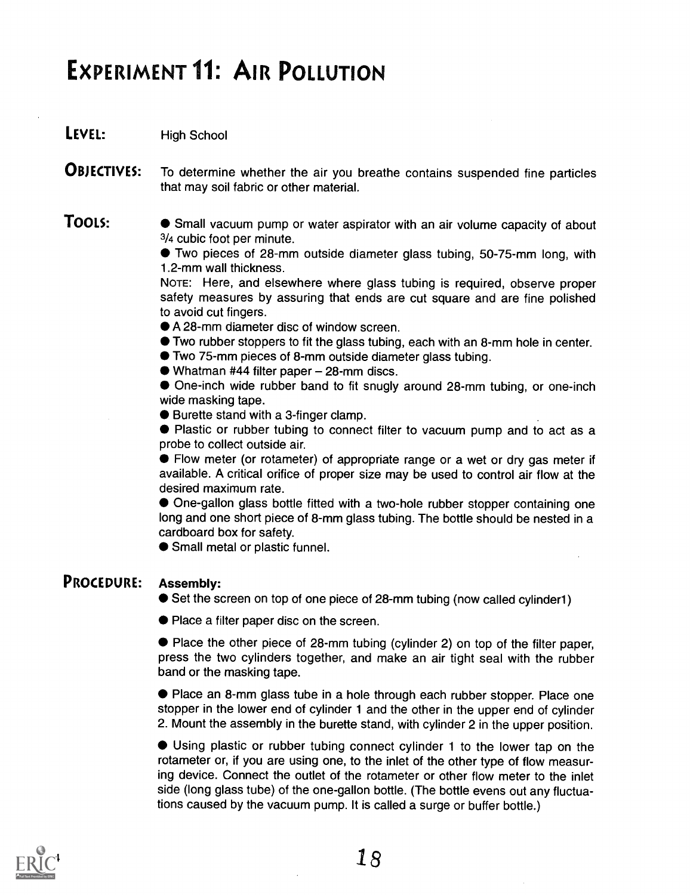# Experiment 11: Air Pollution

**Level:** High School

**Objectives:** To determine whether the air you breathe contains suspended fine particles that may soil fabric or other material.

**Tools:**

- Small vacuum pump or water aspirator with an air volume capacity of about 3/4 cubic foot per minute.
- Two pieces of 28-mm outside diameter glass tubing, 50-75-mm long, with 1.2-mm wall thickness.

NOTE: Here, and elsewhere where glass tubing is required, observe proper safety measures by assuring that ends are cut square and are fine polished to avoid cut fingers.

- A 28-mm diameter disc of window screen.
- Two rubber stoppers to fit the glass tubing, each with an 8-mm hole in center.
- Two 75-mm pieces of 8-mm outside diameter glass tubing.
- Whatman #44 filter paper – 28-mm discs.
- One-inch wide rubber band to fit snugly around 28-mm tubing, or one-inch wide masking tape.
- Burette stand with a 3-finger clamp.
- Plastic or rubber tubing to connect filter to vacuum pump and to act as a probe to collect outside air.
- Flow meter (or rotameter) of appropriate range or a wet or dry gas meter if available. A critical orifice of proper size may be used to control air flow at the desired maximum rate.
- One-gallon glass bottle fitted with a two-hole rubber stopper containing one long and one short piece of 8-mm glass tubing. The bottle should be nested in a cardboard box for safety.
- Small metal or plastic funnel.

**Procedure:**

**Assembly:**

- Set the screen on top of one piece of 28-mm tubing (now called cylinder1)
- Place a filter paper disc on the screen.
- Place the other piece of 28-mm tubing (cylinder 2) on top of the filter paper, press the two cylinders together, and make an air tight seal with the rubber band or the masking tape.
- Place an 8-mm glass tube in a hole through each rubber stopper. Place one stopper in the lower end of cylinder 1 and the other in the upper end of cylinder 2. Mount the assembly in the burette stand, with cylinder 2 in the upper position.
- Using plastic or rubber tubing connect cylinder 1 to the lower tap on the rotameter or, if you are using one, to the inlet of the other type of flow measuring device. Connect the outlet of the rotameter or other flow meter to the inlet side (long glass tube) of the one-gallon bottle. (The bottle evens out any fluctuations caused by the vacuum pump. It is called a surge or buffer bottle.)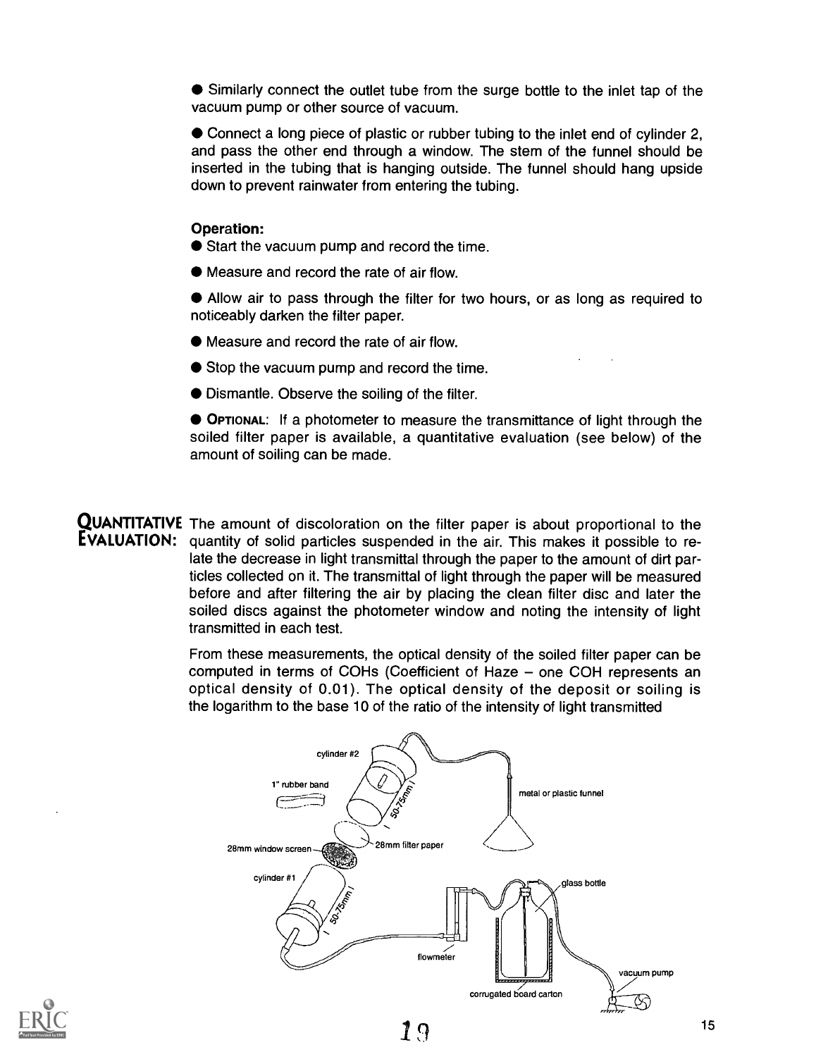- Similarly connect the outlet tube from the surge bottle to the inlet tap of the vacuum pump or other source of vacuum.

- Connect a long piece of plastic or rubber tubing to the inlet end of cylinder 2, and pass the other end through a window. The stem of the funnel should be inserted in the tubing that is hanging outside. The funnel should hang upside down to prevent rainwater from entering the tubing.

**Operation:**

- Start the vacuum pump and record the time.
- Measure and record the rate of air flow.
- Allow air to pass through the filter for two hours, or as long as required to noticeably darken the filter paper.
- Measure and record the rate of air flow.
- Stop the vacuum pump and record the time.
- Dismantle. Observe the soiling of the filter.
- **OPTIONAL:** If a photometer to measure the transmittance of light through the soiled filter paper is available, a quantitative evaluation (see below) of the amount of soiling can be made.

## QUANTITATIVE EVALUATION:

The amount of discoloration on the filter paper is about proportional to the quantity of solid particles suspended in the air. This makes it possible to relate the decrease in light transmittal through the paper to the amount of dirt particles collected on it. The transmittal of light through the paper will be measured before and after filtering the air by placing the clean filter disc and later the soiled discs against the photometer window and noting the intensity of light transmitted in each test.

From these measurements, the optical density of the soiled filter paper can be computed in terms of COHs (Coefficient of Haze – one COH represents an optical density of 0.01). The optical density of the deposit or soiling is the logarithm to the base 10 of the ratio of the intensity of light transmitted

cylinder #2 · 1" rubber band · 50-75mm · metal or plastic funnel · 28mm window screen · 28mm filter paper · cylinder #1 · 50-75mm · glass bottle · flowmeter · vacuum pump · corrugated board carton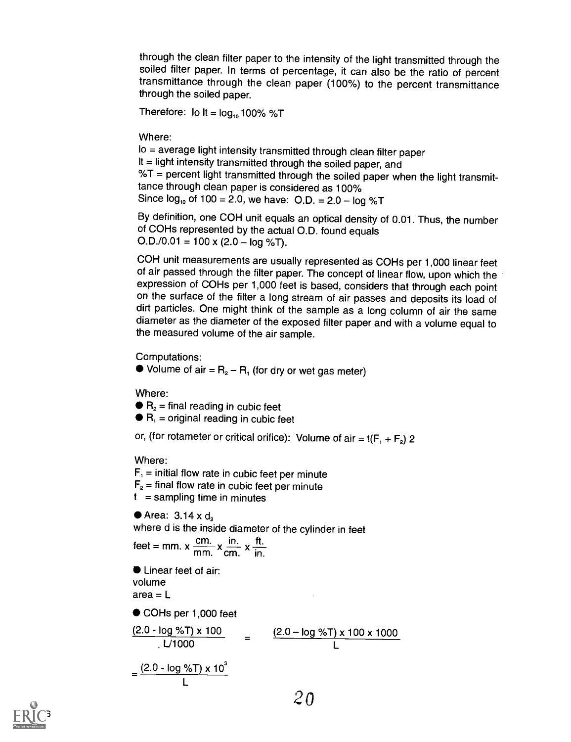through the clean filter paper to the intensity of the light transmitted through the soiled filter paper. In terms of percentage, it can also be the ratio of percent transmittance through the clean paper (100%) to the percent transmittance through the soiled paper.

Therefore: $Io\ It = \log_{10} 100\%\ \%T$

Where:

Io = average light intensity transmitted through clean filter paper
It = light intensity transmitted through the soiled paper, and
%T = percent light transmitted through the soiled paper when the light transmittance through clean paper is considered as 100%
Since $\log_{10}$ of 100 = 2.0, we have: O.D. = 2.0 – log %T

By definition, one COH unit equals an optical density of 0.01. Thus, the number of COHs represented by the actual O.D. found equals
O.D./0.01 = 100 x (2.0 – log %T).

COH unit measurements are usually represented as COHs per 1,000 linear feet of air passed through the filter paper. The concept of linear flow, upon which the expression of COHs per 1,000 feet is based, considers that through each point on the surface of the filter a long stream of air passes and deposits its load of dirt particles. One might think of the sample as a long column of air the same diameter as the diameter of the exposed filter paper and with a volume equal to the measured volume of the air sample.

Computations:

- Volume of air = $R_2 - R_1$ (for dry or wet gas meter)

Where:

- $R_2$ = final reading in cubic feet
- $R_1$ = original reading in cubic feet

or, (for rotameter or critical orifice): Volume of air = $t(F_1 + F_2)\ 2$

Where:

$F_1$ = initial flow rate in cubic feet per minute
$F_2$ = final flow rate in cubic feet per minute
t = sampling time in minutes

- Area: $3.14 \times d_2$
where d is the inside diameter of the cylinder in feet

$$\text{feet} = \text{mm.} \times \frac{\text{cm.}}{\text{mm.}} \times \frac{\text{in.}}{\text{cm.}} \times \frac{\text{ft.}}{\text{in.}}$$

- Linear feet of air:
volume
area = L

- COHs per 1,000 feet

$$\frac{(2.0 - \log \%T) \times 100}{L/1000} = \frac{(2.0 - \log \%T) \times 100 \times 1000}{L}$$

$$= \frac{(2.0 - \log \%T) \times 10^3}{L}$$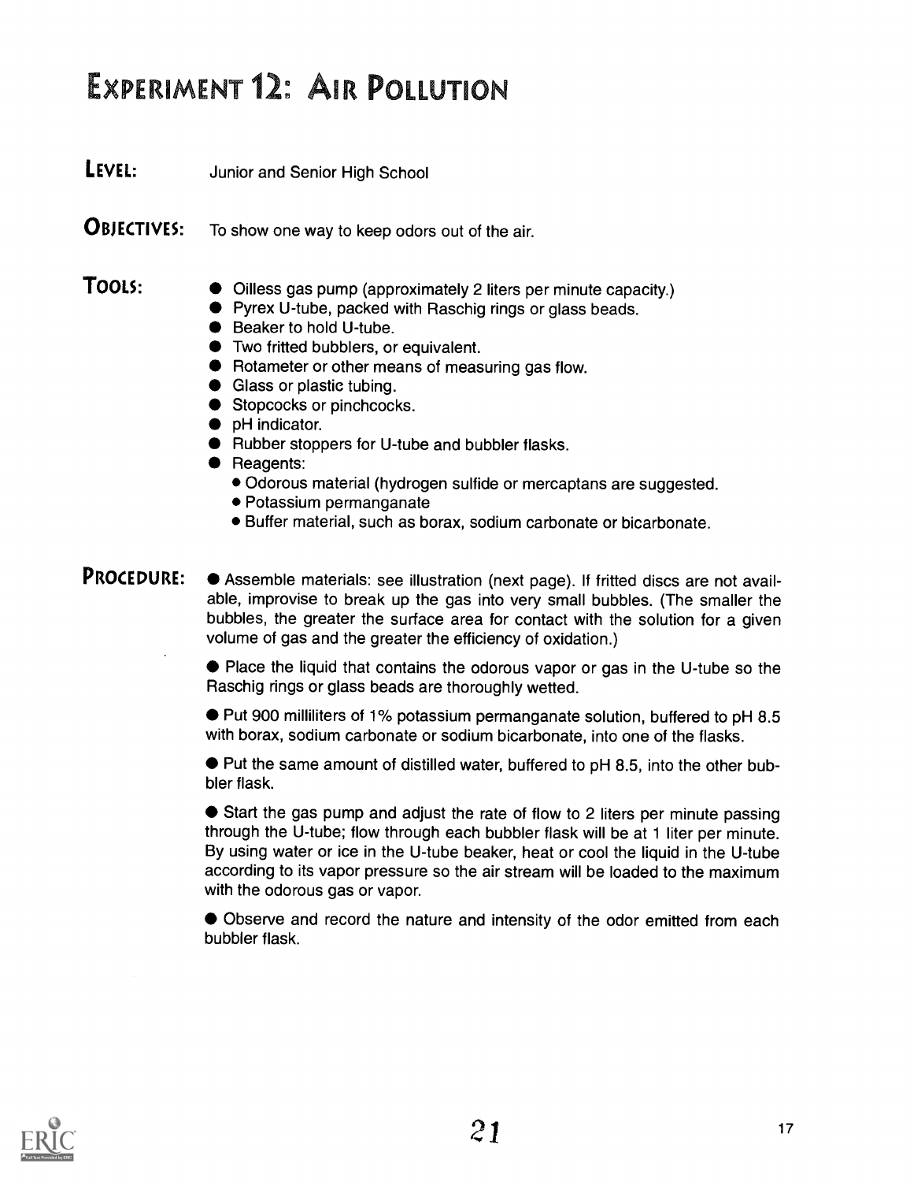# Experiment 12: Air Pollution

**Level:** Junior and Senior High School

**Objectives:** To show one way to keep odors out of the air.

**Tools:**

- Oilless gas pump (approximately 2 liters per minute capacity.)
- Pyrex U-tube, packed with Raschig rings or glass beads.
- Beaker to hold U-tube.
- Two fritted bubblers, or equivalent.
- Rotameter or other means of measuring gas flow.
- Glass or plastic tubing.
- Stopcocks or pinchcocks.
- pH indicator.
- Rubber stoppers for U-tube and bubbler flasks.
- Reagents:
  - Odorous material (hydrogen sulfide or mercaptans are suggested.
  - Potassium permanganate
  - Buffer material, such as borax, sodium carbonate or bicarbonate.

**Procedure:**

- Assemble materials: see illustration (next page). If fritted discs are not available, improvise to break up the gas into very small bubbles. (The smaller the bubbles, the greater the surface area for contact with the solution for a given volume of gas and the greater the efficiency of oxidation.)

- Place the liquid that contains the odorous vapor or gas in the U-tube so the Raschig rings or glass beads are thoroughly wetted.

- Put 900 milliliters of 1% potassium permanganate solution, buffered to pH 8.5 with borax, sodium carbonate or sodium bicarbonate, into one of the flasks.

- Put the same amount of distilled water, buffered to pH 8.5, into the other bubbler flask.

- Start the gas pump and adjust the rate of flow to 2 liters per minute passing through the U-tube; flow through each bubbler flask will be at 1 liter per minute. By using water or ice in the U-tube beaker, heat or cool the liquid in the U-tube according to its vapor pressure so the air stream will be loaded to the maximum with the odorous gas or vapor.

- Observe and record the nature and intensity of the odor emitted from each bubbler flask.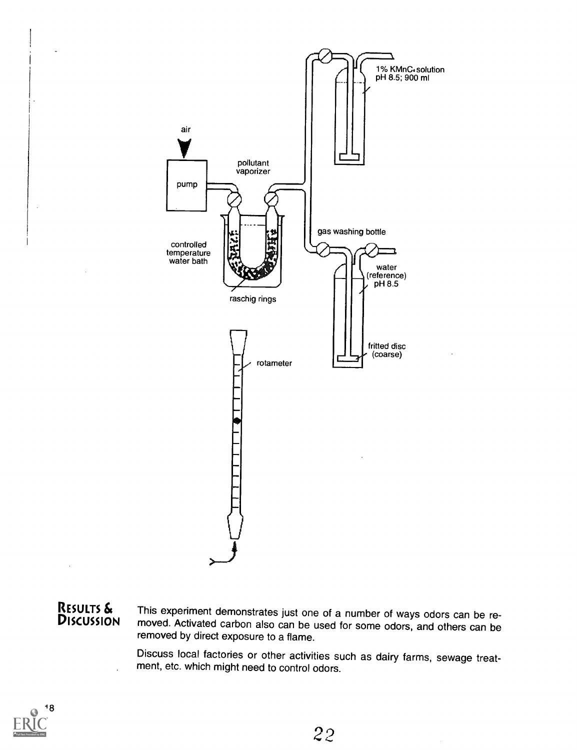air

pump

pollutant vaporizer

controlled temperature water bath

raschig rings

1% $KMnO_4$ solution pH 8.5; 900 ml

gas washing bottle

water (reference) pH 8.5

fritted disc (coarse)

rotameter

## Results & Discussion

This experiment demonstrates just one of a number of ways odors can be removed. Activated carbon also can be used for some odors, and others can be removed by direct exposure to a flame.

Discuss local factories or other activities such as dairy farms, sewage treatment, etc. which might need to control odors.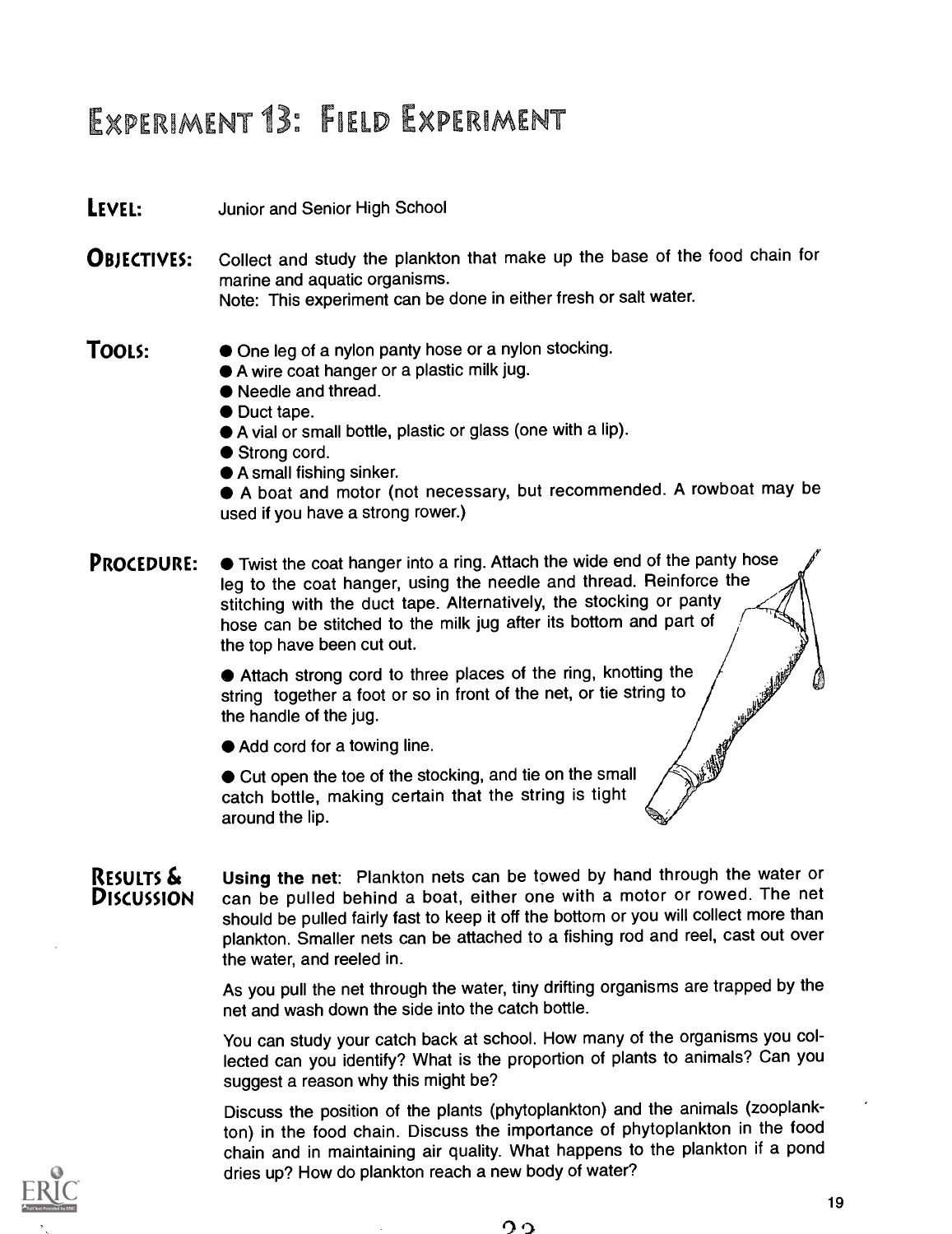# Experiment 13: Field Experiment

**Level:** Junior and Senior High School

**Objectives:** Collect and study the plankton that make up the base of the food chain for marine and aquatic organisms.
Note: This experiment can be done in either fresh or salt water.

**Tools:**

- One leg of a nylon panty hose or a nylon stocking.
- A wire coat hanger or a plastic milk jug.
- Needle and thread.
- Duct tape.
- A vial or small bottle, plastic or glass (one with a lip).
- Strong cord.
- A small fishing sinker.
- A boat and motor (not necessary, but recommended. A rowboat may be used if you have a strong rower.)

**Procedure:**

- Twist the coat hanger into a ring. Attach the wide end of the panty hose leg to the coat hanger, using the needle and thread. Reinforce the stitching with the duct tape. Alternatively, the stocking or panty hose can be stitched to the milk jug after its bottom and part of the top have been cut out.
- Attach strong cord to three places of the ring, knotting the string together a foot or so in front of the net, or tie string to the handle of the jug.
- Add cord for a towing line.
- Cut open the toe of the stocking, and tie on the small catch bottle, making certain that the string is tight around the lip.

**Results & Discussion**

**Using the net**: Plankton nets can be towed by hand through the water or can be pulled behind a boat, either one with a motor or rowed. The net should be pulled fairly fast to keep it off the bottom or you will collect more than plankton. Smaller nets can be attached to a fishing rod and reel, cast out over the water, and reeled in.

As you pull the net through the water, tiny drifting organisms are trapped by the net and wash down the side into the catch bottle.

You can study your catch back at school. How many of the organisms you collected can you identify? What is the proportion of plants to animals? Can you suggest a reason why this might be?

Discuss the position of the plants (phytoplankton) and the animals (zooplankton) in the food chain. Discuss the importance of phytoplankton in the food chain and in maintaining air quality. What happens to the plankton if a pond dries up? How do plankton reach a new body of water?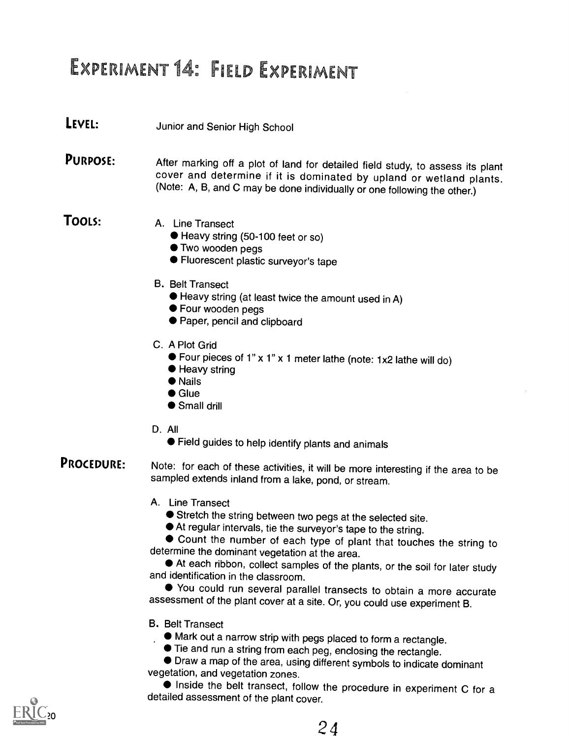# Experiment 14: Field Experiment

**Level:** Junior and Senior High School

**Purpose:** After marking off a plot of land for detailed field study, to assess its plant cover and determine if it is dominated by upland or wetland plants. (Note: A, B, and C may be done individually or one following the other.)

**Tools:**

A. Line Transect
- Heavy string (50-100 feet or so)
- Two wooden pegs
- Fluorescent plastic surveyor's tape

B. Belt Transect
- Heavy string (at least twice the amount used in A)
- Four wooden pegs
- Paper, pencil and clipboard

C. A Plot Grid
- Four pieces of 1" x 1" x 1 meter lathe (note: 1x2 lathe will do)
- Heavy string
- Nails
- Glue
- Small drill

D. All
- Field guides to help identify plants and animals

**Procedure:** Note: for each of these activities, it will be more interesting if the area to be sampled extends inland from a lake, pond, or stream.

A. Line Transect
- Stretch the string between two pegs at the selected site.
- At regular intervals, tie the surveyor's tape to the string.
- Count the number of each type of plant that touches the string to determine the dominant vegetation at the area.
- At each ribbon, collect samples of the plants, or the soil for later study and identification in the classroom.
- You could run several parallel transects to obtain a more accurate assessment of the plant cover at a site. Or, you could use experiment B.

B. Belt Transect
- Mark out a narrow strip with pegs placed to form a rectangle.
- Tie and run a string from each peg, enclosing the rectangle.
- Draw a map of the area, using different symbols to indicate dominant vegetation, and vegetation zones.
- Inside the belt transect, follow the procedure in experiment C for a detailed assessment of the plant cover.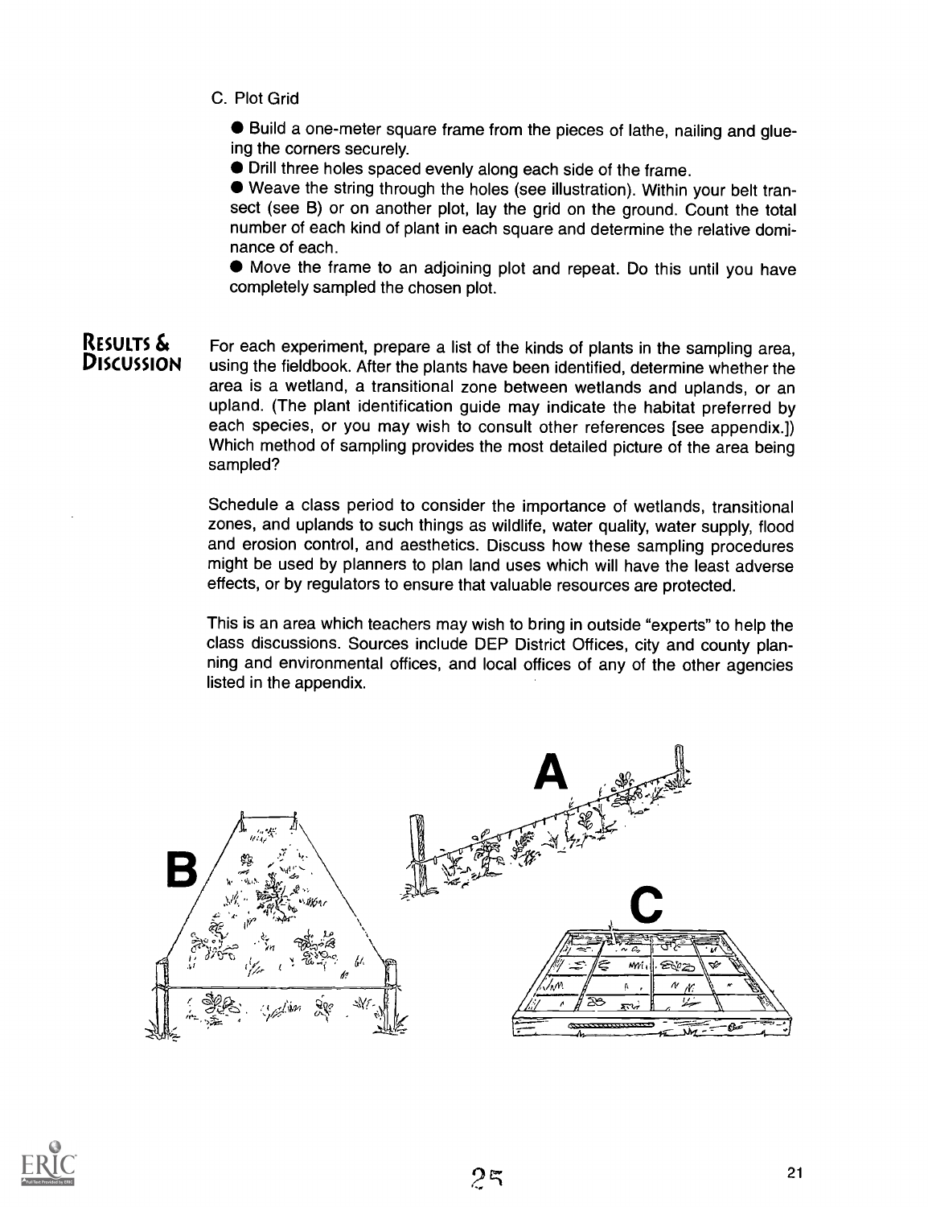C. Plot Grid

- Build a one-meter square frame from the pieces of lathe, nailing and glueing the corners securely.
- Drill three holes spaced evenly along each side of the frame.
- Weave the string through the holes (see illustration). Within your belt transect (see B) or on another plot, lay the grid on the ground. Count the total number of each kind of plant in each square and determine the relative dominance of each.
- Move the frame to an adjoining plot and repeat. Do this until you have completely sampled the chosen plot.

## Results & Discussion

For each experiment, prepare a list of the kinds of plants in the sampling area, using the fieldbook. After the plants have been identified, determine whether the area is a wetland, a transitional zone between wetlands and uplands, or an upland. (The plant identification guide may indicate the habitat preferred by each species, or you may wish to consult other references [see appendix.]) Which method of sampling provides the most detailed picture of the area being sampled?

Schedule a class period to consider the importance of wetlands, transitional zones, and uplands to such things as wildlife, water quality, water supply, flood and erosion control, and aesthetics. Discuss how these sampling procedures might be used by planners to plan land uses which will have the least adverse effects, or by regulators to ensure that valuable resources are protected.

This is an area which teachers may wish to bring in outside "experts" to help the class discussions. Sources include DEP District Offices, city and county planning and environmental offices, and local offices of any of the other agencies listed in the appendix.

A

B

C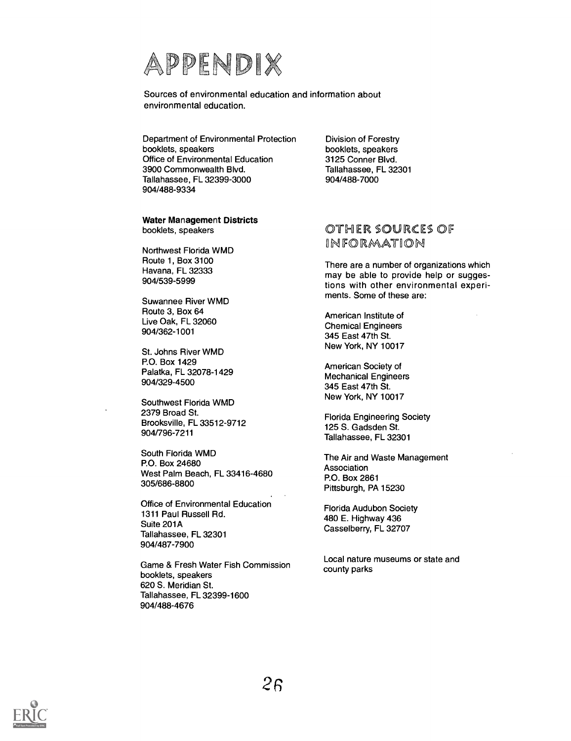# APPENDIX

Sources of environmental education and information about environmental education.

Department of Environmental Protection
booklets, speakers
Office of Environmental Education
3900 Commonwealth Blvd.
Tallahassee, FL 32399-3000
904/488-9334

**Water Management Districts**
booklets, speakers

Northwest Florida WMD
Route 1, Box 3100
Havana, FL 32333
904/539-5999

Suwannee River WMD
Route 3, Box 64
Live Oak, FL 32060
904/362-1001

St. Johns River WMD
P.O. Box 1429
Palatka, FL 32078-1429
904/329-4500

Southwest Florida WMD
2379 Broad St.
Brooksville, FL 33512-9712
904/796-7211

South Florida WMD
P.O. Box 24680
West Palm Beach, FL 33416-4680
305/686-8800

Office of Environmental Education
1311 Paul Russell Rd.
Suite 201A
Tallahassee, FL 32301
904/487-7900

Game & Fresh Water Fish Commission
booklets, speakers
620 S. Meridian St.
Tallahassee, FL 32399-1600
904/488-4676

Division of Forestry
booklets, speakers
3125 Conner Blvd.
Tallahassee, FL 32301
904/488-7000

## OTHER SOURCES OF INFORMATION

There are a number of organizations which may be able to provide help or suggestions with other environmental experiments. Some of these are:

American Institute of
Chemical Engineers
345 East 47th St.
New York, NY 10017

American Society of
Mechanical Engineers
345 East 47th St.
New York, NY 10017

Florida Engineering Society
125 S. Gadsden St.
Tallahassee, FL 32301

The Air and Waste Management
Association
P.O. Box 2861
Pittsburgh, PA 15230

Florida Audubon Society
480 E. Highway 436
Casselberry, FL 32707

Local nature museums or state and county parks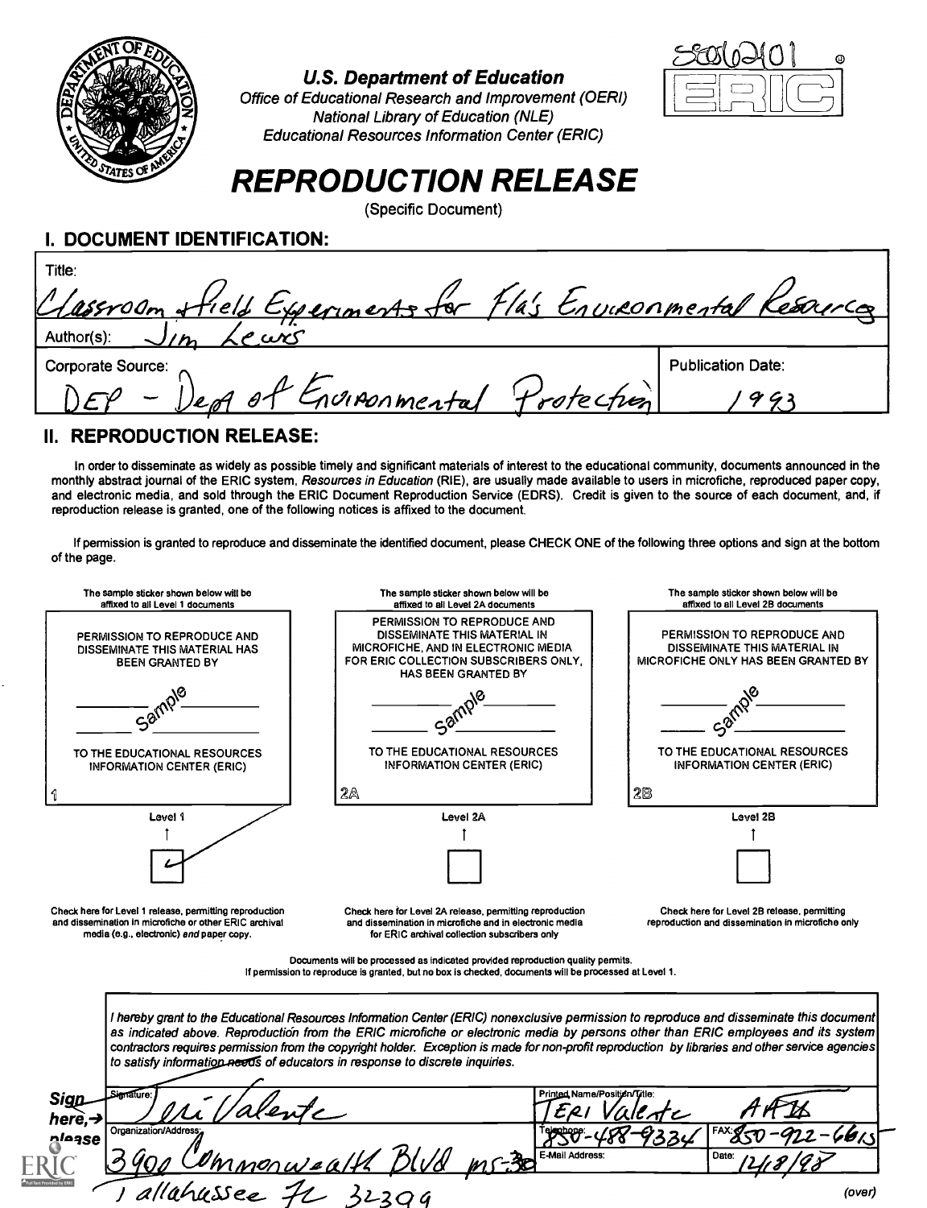U.S. Department of Education
Office of Educational Research and Improvement (OERI)
National Library of Education (NLE)
Educational Resources Information Center (ERIC)

SE062101

ERIC

# REPRODUCTION RELEASE

(Specific Document)

## I. DOCUMENT IDENTIFICATION:

Title: Classroom & Field Experiments for Fla's Environmental Resources

Author(s): Jim Lewis

Corporate Source: DEP - Dept of Environmental Protection

Publication Date: 1993

## II. REPRODUCTION RELEASE:

In order to disseminate as widely as possible timely and significant materials of interest to the educational community, documents announced in the monthly abstract journal of the ERIC system, *Resources in Education* (RIE), are usually made available to users in microfiche, reproduced paper copy, and electronic media, and sold through the ERIC Document Reproduction Service (EDRS). Credit is given to the source of each document, and, if reproduction release is granted, one of the following notices is affixed to the document.

If permission is granted to reproduce and disseminate the identified document, please CHECK ONE of the following three options and sign at the bottom of the page.

| The sample sticker shown below will be affixed to all Level 1 documents | The sample sticker shown below will be affixed to all Level 2A documents | The sample sticker shown below will be affixed to all Level 2B documents |
|---|---|---|
| PERMISSION TO REPRODUCE AND DISSEMINATE THIS MATERIAL HAS BEEN GRANTED BY<br>Sample<br>TO THE EDUCATIONAL RESOURCES INFORMATION CENTER (ERIC)<br>1 | PERMISSION TO REPRODUCE AND DISSEMINATE THIS MATERIAL IN MICROFICHE, AND IN ELECTRONIC MEDIA FOR ERIC COLLECTION SUBSCRIBERS ONLY, HAS BEEN GRANTED BY<br>Sample<br>TO THE EDUCATIONAL RESOURCES INFORMATION CENTER (ERIC)<br>2A | PERMISSION TO REPRODUCE AND DISSEMINATE THIS MATERIAL IN MICROFICHE ONLY HAS BEEN GRANTED BY<br>Sample<br>TO THE EDUCATIONAL RESOURCES INFORMATION CENTER (ERIC)<br>2B |
| Level 1 | Level 2A | Level 2B |
| ☑ | ☐ | ☐ |
| Check here for Level 1 release, permitting reproduction and dissemination in microfiche or other ERIC archival media (e.g., electronic) *and* paper copy. | Check here for Level 2A release, permitting reproduction and dissemination in microfiche and in electronic media for ERIC archival collection subscribers only | Check here for Level 2B release, permitting reproduction and dissemination in microfiche only |

Documents will be processed as indicated provided reproduction quality permits.
If permission to reproduce is granted, but no box is checked, documents will be processed at Level 1.

*I hereby grant to the Educational Resources Information Center (ERIC) nonexclusive permission to reproduce and disseminate this document as indicated above. Reproduction from the ERIC microfiche or electronic media by persons other than ERIC employees and its system contractors requires permission from the copyright holder. Exception is made for non-profit reproduction by libraries and other service agencies to satisfy information needs of educators in response to discrete inquiries.*

**Sign here, → please**

| Signature: Teri Valente | Printed Name/Position/Title: Teri Valente AHI |
|---|---|
| Organization/Address: 3900 Commonwealth Blvd MS-30 Tallahassee FL 32399 | Telephone: 850-488-9334 FAX: 850-922-6613 |
| | E-Mail Address: Date: 12/8/98 |

(over)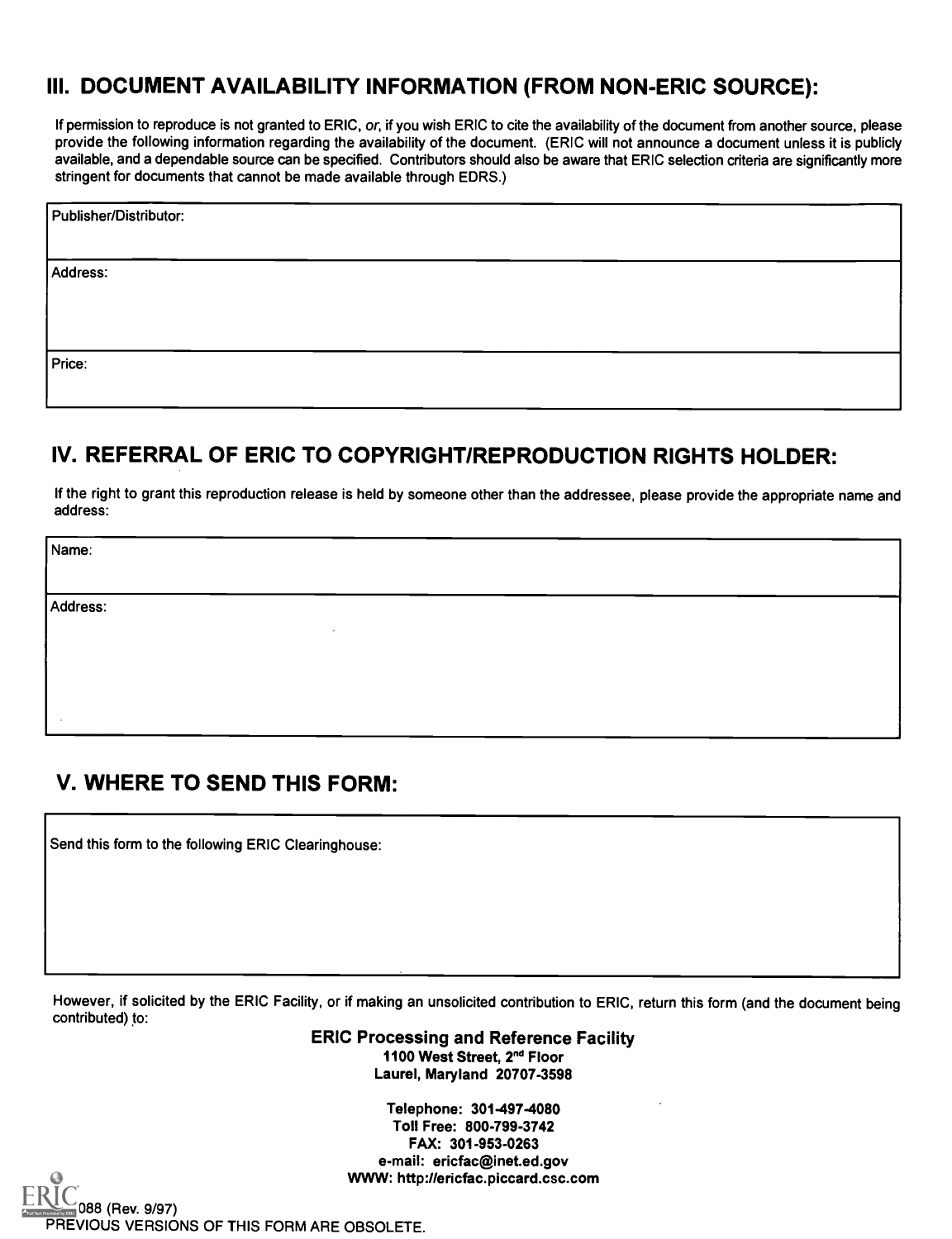## III. DOCUMENT AVAILABILITY INFORMATION (FROM NON-ERIC SOURCE):

If permission to reproduce is not granted to ERIC, *or*, if you wish ERIC to cite the availability of the document from another source, please provide the following information regarding the availability of the document. (ERIC will not announce a document unless it is publicly available, and a dependable source can be specified. Contributors should also be aware that ERIC selection criteria are significantly more stringent for documents that cannot be made available through EDRS.)

| |
|---|
| Publisher/Distributor: |
| Address: |
| Price: |

## IV. REFERRAL OF ERIC TO COPYRIGHT/REPRODUCTION RIGHTS HOLDER:

If the right to grant this reproduction release is held by someone other than the addressee, please provide the appropriate name and address:

| |
|---|
| Name: |
| Address: |

## V. WHERE TO SEND THIS FORM:

| |
|---|
| Send this form to the following ERIC Clearinghouse: |

However, if solicited by the ERIC Facility, or if making an unsolicited contribution to ERIC, return this form (and the document being contributed) to:

**ERIC Processing and Reference Facility**
**1100 West Street, 2nd Floor**
**Laurel, Maryland 20707-3598**

**Telephone: 301-497-4080**
**Toll Free: 800-799-3742**
**FAX: 301-953-0263**
**e-mail: ericfac@inet.ed.gov**
**WWW: http://ericfac.piccard.csc.com**

088 (Rev. 9/97)
PREVIOUS VERSIONS OF THIS FORM ARE OBSOLETE.